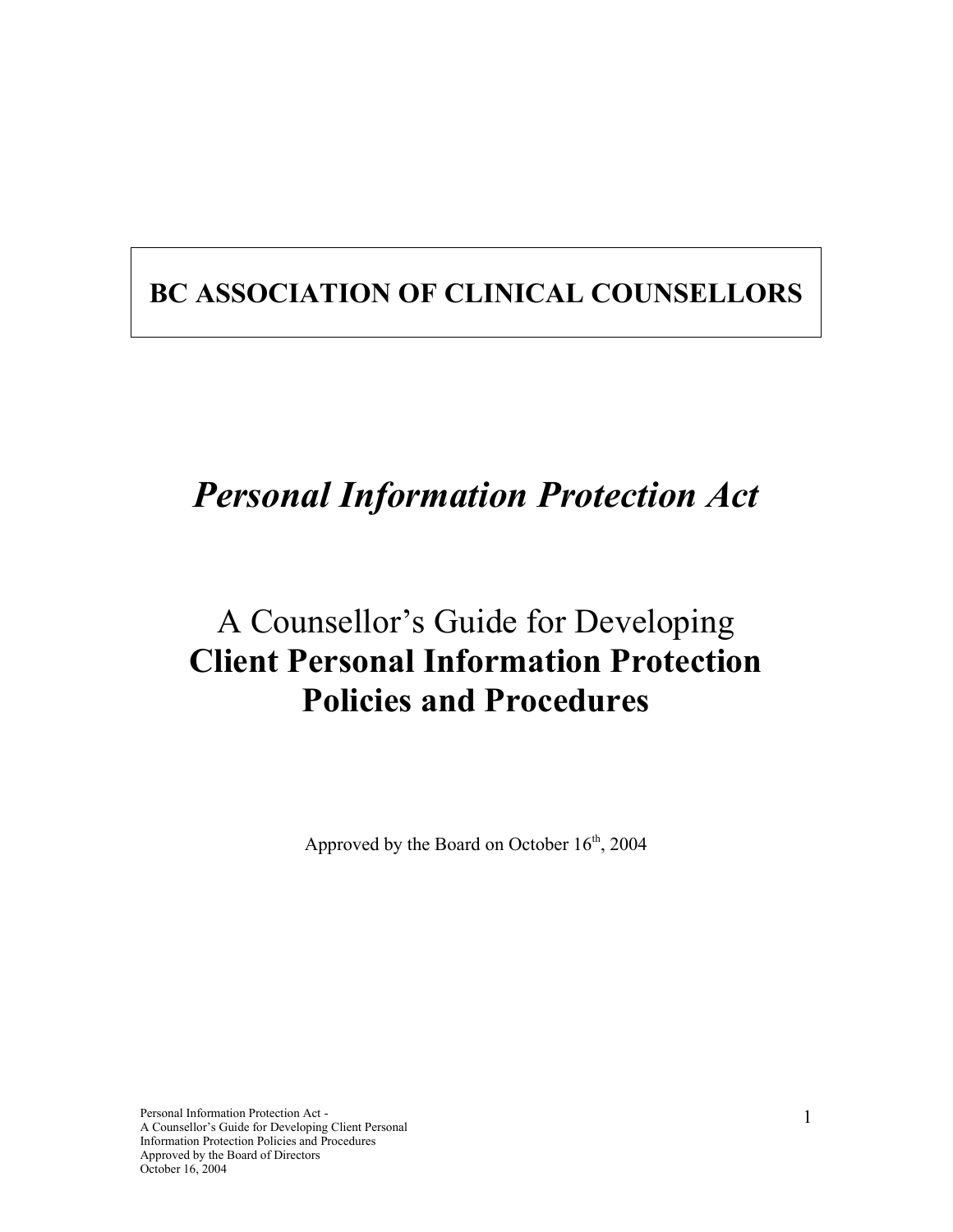# BC ASSOCIATION OF CLINICAL COUNSELLORS

# *Personal Information Protection Act*

## A Counsellor's Guide for Developing **Client Personal Information Protection Policies and Procedures**

Approved by the Board on October 16th, 2004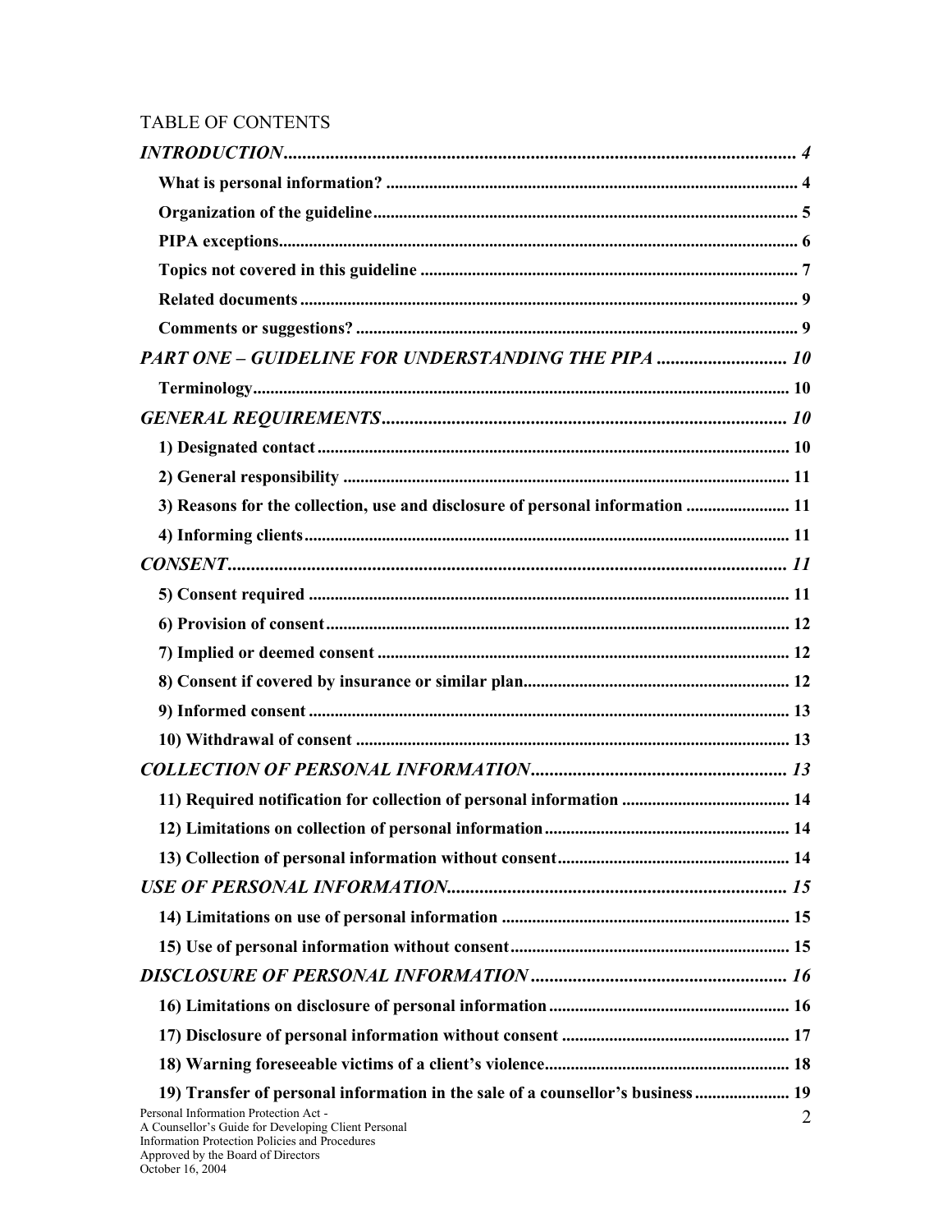TABLE OF CONTENTS

*INTRODUCTION* .......... *4*

**What is personal information?** .......... **4**

**Organization of the guideline** .......... **5**

**PIPA exceptions** .......... **6**

**Topics not covered in this guideline** .......... **7**

**Related documents** .......... **9**

**Comments or suggestions?** .......... **9**

*PART ONE – GUIDELINE FOR UNDERSTANDING THE PIPA* .......... *10*

**Terminology** .......... **10**

*GENERAL REQUIREMENTS* .......... *10*

**1) Designated contact** .......... **10**

**2) General responsibility** .......... **11**

**3) Reasons for the collection, use and disclosure of personal information** .......... **11**

**4) Informing clients** .......... **11**

*CONSENT* .......... *11*

**5) Consent required** .......... **11**

**6) Provision of consent** .......... **12**

**7) Implied or deemed consent** .......... **12**

**8) Consent if covered by insurance or similar plan** .......... **12**

**9) Informed consent** .......... **13**

**10) Withdrawal of consent** .......... **13**

*COLLECTION OF PERSONAL INFORMATION* .......... *13*

**11) Required notification for collection of personal information** .......... **14**

**12) Limitations on collection of personal information** .......... **14**

**13) Collection of personal information without consent** .......... **14**

*USE OF PERSONAL INFORMATION* .......... *15*

**14) Limitations on use of personal information** .......... **15**

**15) Use of personal information without consent** .......... **15**

*DISCLOSURE OF PERSONAL INFORMATION* .......... *16*

**16) Limitations on disclosure of personal information** .......... **16**

**17) Disclosure of personal information without consent** .......... **17**

**18) Warning foreseeable victims of a client's violence** .......... **18**

**19) Transfer of personal information in the sale of a counsellor's business** .......... **19**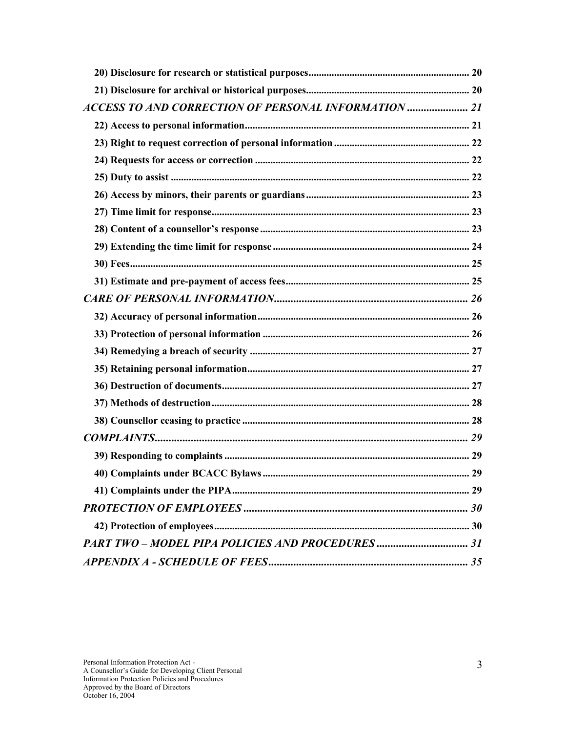**20) Disclosure for research or statistical purposes** .......... 20

**21) Disclosure for archival or historical purposes** .......... 20

***ACCESS TO AND CORRECTION OF PERSONAL INFORMATION*** .......... ***21***

**22) Access to personal information** .......... 21

**23) Right to request correction of personal information** .......... 22

**24) Requests for access or correction** .......... 22

**25) Duty to assist** .......... 22

**26) Access by minors, their parents or guardians** .......... 23

**27) Time limit for response** .......... 23

**28) Content of a counsellor's response** .......... 23

**29) Extending the time limit for response** .......... 24

**30) Fees** .......... 25

**31) Estimate and pre-payment of access fees** .......... 25

***CARE OF PERSONAL INFORMATION*** .......... ***26***

**32) Accuracy of personal information** .......... 26

**33) Protection of personal information** .......... 26

**34) Remedying a breach of security** .......... 27

**35) Retaining personal information** .......... 27

**36) Destruction of documents** .......... 27

**37) Methods of destruction** .......... 28

**38) Counsellor ceasing to practice** .......... 28

***COMPLAINTS*** .......... ***29***

**39) Responding to complaints** .......... 29

**40) Complaints under BCACC Bylaws** .......... 29

**41) Complaints under the PIPA** .......... 29

***PROTECTION OF EMPLOYEES*** .......... ***30***

**42) Protection of employees** .......... 30

***PART TWO – MODEL PIPA POLICIES AND PROCEDURES*** .......... ***31***

***APPENDIX A - SCHEDULE OF FEES*** .......... ***35***

Personal Information Protection Act -
A Counsellor's Guide for Developing Client Personal
Information Protection Policies and Procedures
Approved by the Board of Directors
October 16, 2004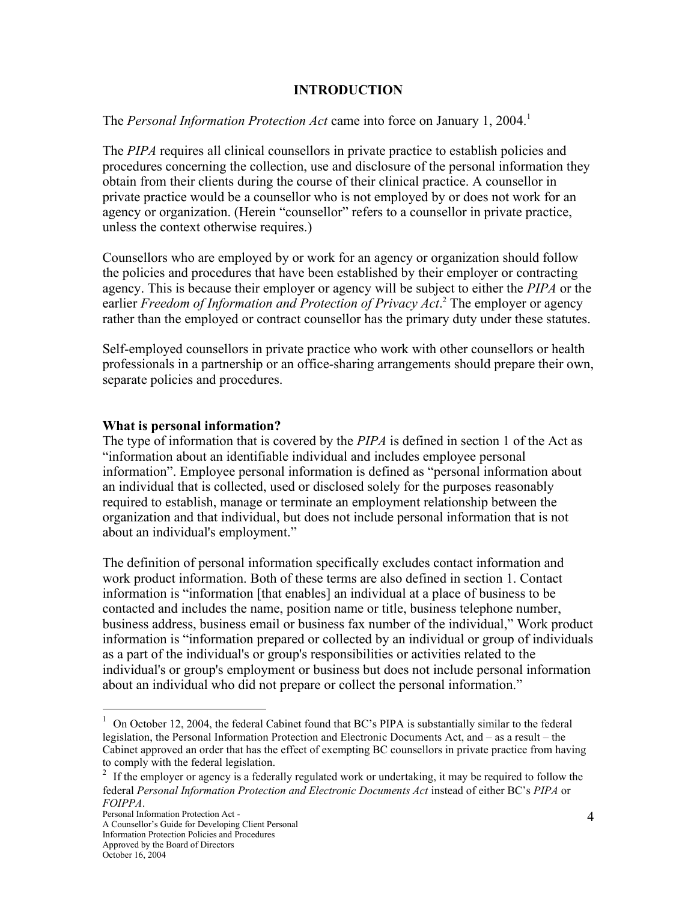## INTRODUCTION

The *Personal Information Protection Act* came into force on January 1, 2004.[1]

The *PIPA* requires all clinical counsellors in private practice to establish policies and procedures concerning the collection, use and disclosure of the personal information they obtain from their clients during the course of their clinical practice. A counsellor in private practice would be a counsellor who is not employed by or does not work for an agency or organization. (Herein "counsellor" refers to a counsellor in private practice, unless the context otherwise requires.)

Counsellors who are employed by or work for an agency or organization should follow the policies and procedures that have been established by their employer or contracting agency. This is because their employer or agency will be subject to either the *PIPA* or the earlier *Freedom of Information and Protection of Privacy Act*.[2] The employer or agency rather than the employed or contract counsellor has the primary duty under these statutes.

Self-employed counsellors in private practice who work with other counsellors or health professionals in a partnership or an office-sharing arrangements should prepare their own, separate policies and procedures.

**What is personal information?**

The type of information that is covered by the *PIPA* is defined in section 1 of the Act as "information about an identifiable individual and includes employee personal information". Employee personal information is defined as "personal information about an individual that is collected, used or disclosed solely for the purposes reasonably required to establish, manage or terminate an employment relationship between the organization and that individual, but does not include personal information that is not about an individual's employment."

The definition of personal information specifically excludes contact information and work product information. Both of these terms are also defined in section 1. Contact information is "information [that enables] an individual at a place of business to be contacted and includes the name, position name or title, business telephone number, business address, business email or business fax number of the individual," Work product information is "information prepared or collected by an individual or group of individuals as a part of the individual's or group's responsibilities or activities related to the individual's or group's employment or business but does not include personal information about an individual who did not prepare or collect the personal information."

---

[1] On October 12, 2004, the federal Cabinet found that BC's PIPA is substantially similar to the federal legislation, the Personal Information Protection and Electronic Documents Act, and – as a result – the Cabinet approved an order that has the effect of exempting BC counsellors in private practice from having to comply with the federal legislation.

[2] If the employer or agency is a federally regulated work or undertaking, it may be required to follow the federal *Personal Information Protection and Electronic Documents Act* instead of either BC's *PIPA* or *FOIPPA*.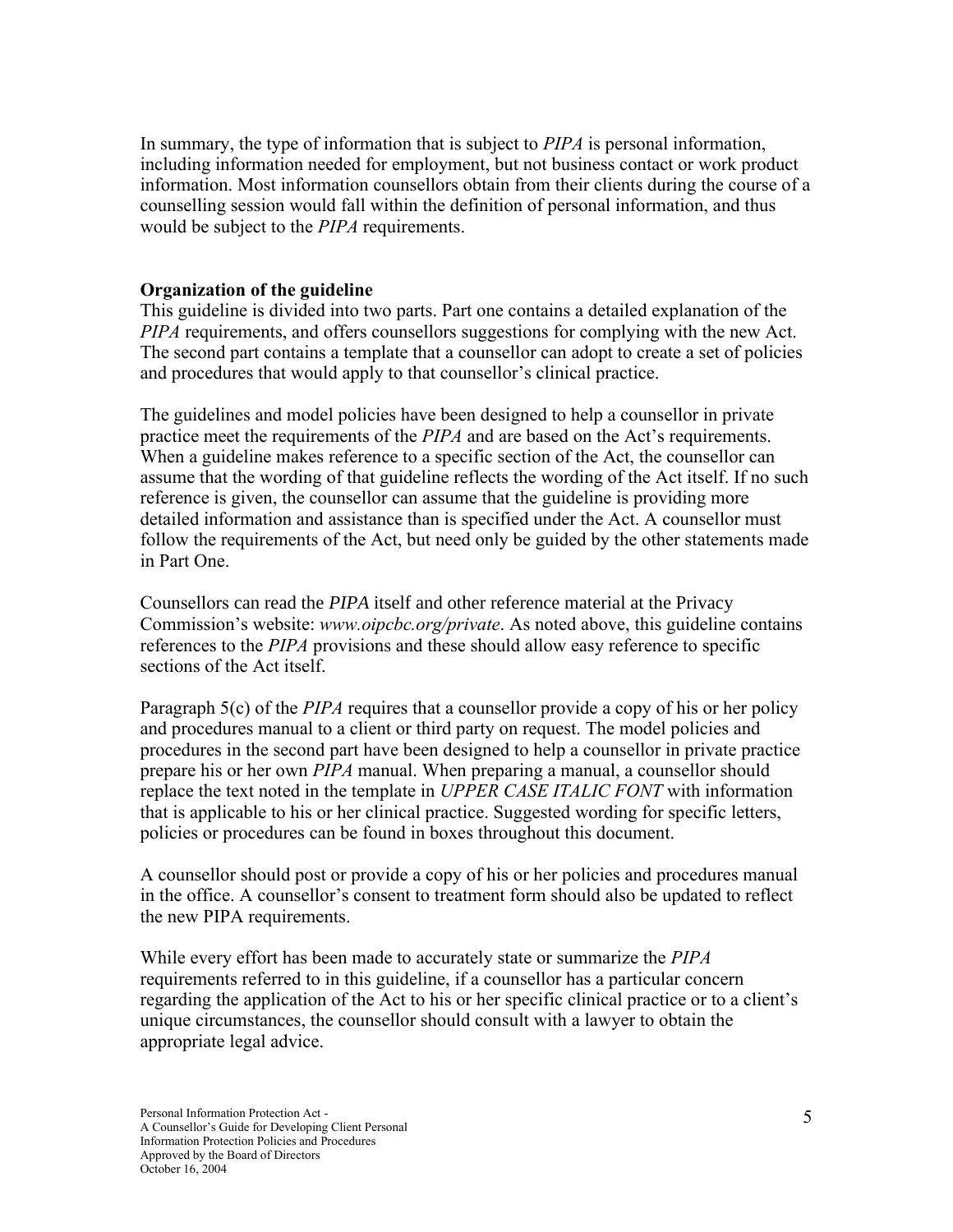In summary, the type of information that is subject to *PIPA* is personal information, including information needed for employment, but not business contact or work product information. Most information counsellors obtain from their clients during the course of a counselling session would fall within the definition of personal information, and thus would be subject to the *PIPA* requirements.

**Organization of the guideline**

This guideline is divided into two parts. Part one contains a detailed explanation of the *PIPA* requirements, and offers counsellors suggestions for complying with the new Act. The second part contains a template that a counsellor can adopt to create a set of policies and procedures that would apply to that counsellor's clinical practice.

The guidelines and model policies have been designed to help a counsellor in private practice meet the requirements of the *PIPA* and are based on the Act's requirements. When a guideline makes reference to a specific section of the Act, the counsellor can assume that the wording of that guideline reflects the wording of the Act itself. If no such reference is given, the counsellor can assume that the guideline is providing more detailed information and assistance than is specified under the Act. A counsellor must follow the requirements of the Act, but need only be guided by the other statements made in Part One.

Counsellors can read the *PIPA* itself and other reference material at the Privacy Commission's website: *www.oipcbc.org/private*. As noted above, this guideline contains references to the *PIPA* provisions and these should allow easy reference to specific sections of the Act itself.

Paragraph 5(c) of the *PIPA* requires that a counsellor provide a copy of his or her policy and procedures manual to a client or third party on request. The model policies and procedures in the second part have been designed to help a counsellor in private practice prepare his or her own *PIPA* manual. When preparing a manual, a counsellor should replace the text noted in the template in *UPPER CASE ITALIC FONT* with information that is applicable to his or her clinical practice. Suggested wording for specific letters, policies or procedures can be found in boxes throughout this document.

A counsellor should post or provide a copy of his or her policies and procedures manual in the office. A counsellor's consent to treatment form should also be updated to reflect the new PIPA requirements.

While every effort has been made to accurately state or summarize the *PIPA* requirements referred to in this guideline, if a counsellor has a particular concern regarding the application of the Act to his or her specific clinical practice or to a client's unique circumstances, the counsellor should consult with a lawyer to obtain the appropriate legal advice.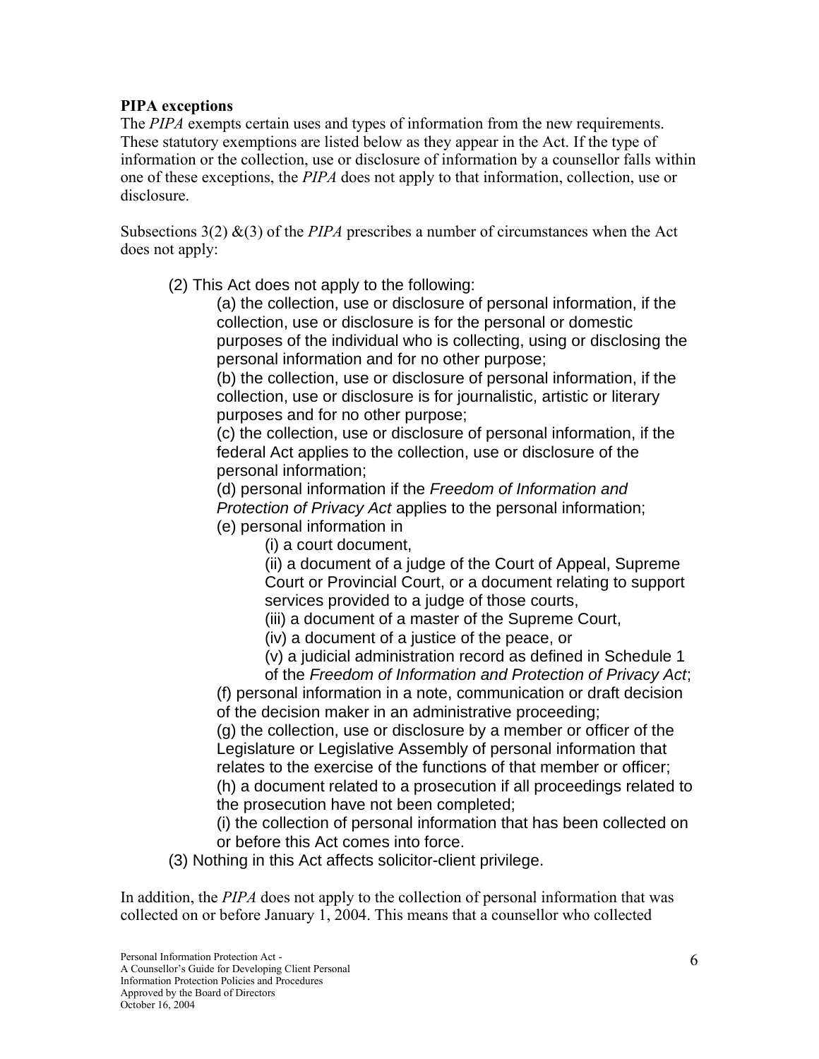**PIPA exceptions**

The *PIPA* exempts certain uses and types of information from the new requirements. These statutory exemptions are listed below as they appear in the Act. If the type of information or the collection, use or disclosure of information by a counsellor falls within one of these exceptions, the *PIPA* does not apply to that information, collection, use or disclosure.

Subsections 3(2) &(3) of the *PIPA* prescribes a number of circumstances when the Act does not apply:

> (2) This Act does not apply to the following:
>
> (a) the collection, use or disclosure of personal information, if the collection, use or disclosure is for the personal or domestic purposes of the individual who is collecting, using or disclosing the personal information and for no other purpose;
>
> (b) the collection, use or disclosure of personal information, if the collection, use or disclosure is for journalistic, artistic or literary purposes and for no other purpose;
>
> (c) the collection, use or disclosure of personal information, if the federal Act applies to the collection, use or disclosure of the personal information;
>
> (d) personal information if the *Freedom of Information and Protection of Privacy Act* applies to the personal information;
>
> (e) personal information in
>
> (i) a court document,
>
> (ii) a document of a judge of the Court of Appeal, Supreme Court or Provincial Court, or a document relating to support services provided to a judge of those courts,
>
> (iii) a document of a master of the Supreme Court,
>
> (iv) a document of a justice of the peace, or
>
> (v) a judicial administration record as defined in Schedule 1 of the *Freedom of Information and Protection of Privacy Act*;
>
> (f) personal information in a note, communication or draft decision of the decision maker in an administrative proceeding;
>
> (g) the collection, use or disclosure by a member or officer of the Legislature or Legislative Assembly of personal information that relates to the exercise of the functions of that member or officer;
>
> (h) a document related to a prosecution if all proceedings related to the prosecution have not been completed;
>
> (i) the collection of personal information that has been collected on or before this Act comes into force.
>
> (3) Nothing in this Act affects solicitor-client privilege.

In addition, the *PIPA* does not apply to the collection of personal information that was collected on or before January 1, 2004. This means that a counsellor who collected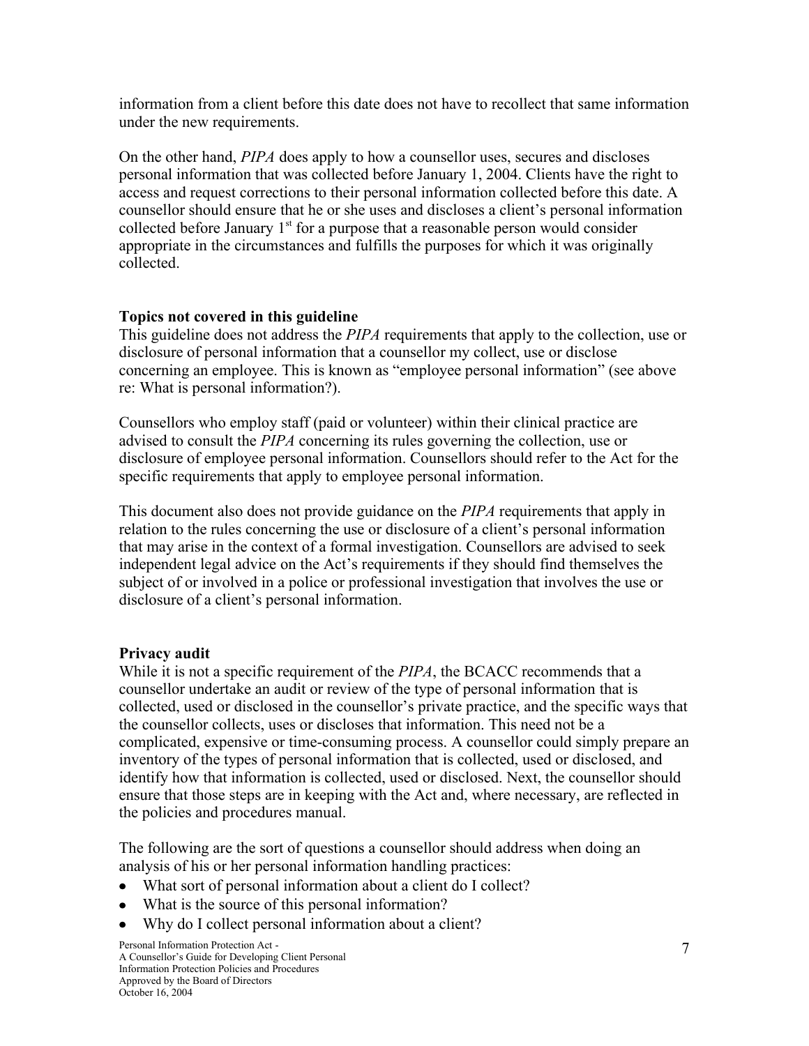information from a client before this date does not have to recollect that same information under the new requirements.

On the other hand, *PIPA* does apply to how a counsellor uses, secures and discloses personal information that was collected before January 1, 2004. Clients have the right to access and request corrections to their personal information collected before this date. A counsellor should ensure that he or she uses and discloses a client's personal information collected before January 1st for a purpose that a reasonable person would consider appropriate in the circumstances and fulfills the purposes for which it was originally collected.

**Topics not covered in this guideline**

This guideline does not address the *PIPA* requirements that apply to the collection, use or disclosure of personal information that a counsellor my collect, use or disclose concerning an employee. This is known as "employee personal information" (see above re: What is personal information?).

Counsellors who employ staff (paid or volunteer) within their clinical practice are advised to consult the *PIPA* concerning its rules governing the collection, use or disclosure of employee personal information. Counsellors should refer to the Act for the specific requirements that apply to employee personal information.

This document also does not provide guidance on the *PIPA* requirements that apply in relation to the rules concerning the use or disclosure of a client's personal information that may arise in the context of a formal investigation. Counsellors are advised to seek independent legal advice on the Act's requirements if they should find themselves the subject of or involved in a police or professional investigation that involves the use or disclosure of a client's personal information.

**Privacy audit**

While it is not a specific requirement of the *PIPA*, the BCACC recommends that a counsellor undertake an audit or review of the type of personal information that is collected, used or disclosed in the counsellor's private practice, and the specific ways that the counsellor collects, uses or discloses that information. This need not be a complicated, expensive or time-consuming process. A counsellor could simply prepare an inventory of the types of personal information that is collected, used or disclosed, and identify how that information is collected, used or disclosed. Next, the counsellor should ensure that those steps are in keeping with the Act and, where necessary, are reflected in the policies and procedures manual.

The following are the sort of questions a counsellor should address when doing an analysis of his or her personal information handling practices:

- What sort of personal information about a client do I collect?
- What is the source of this personal information?
- Why do I collect personal information about a client?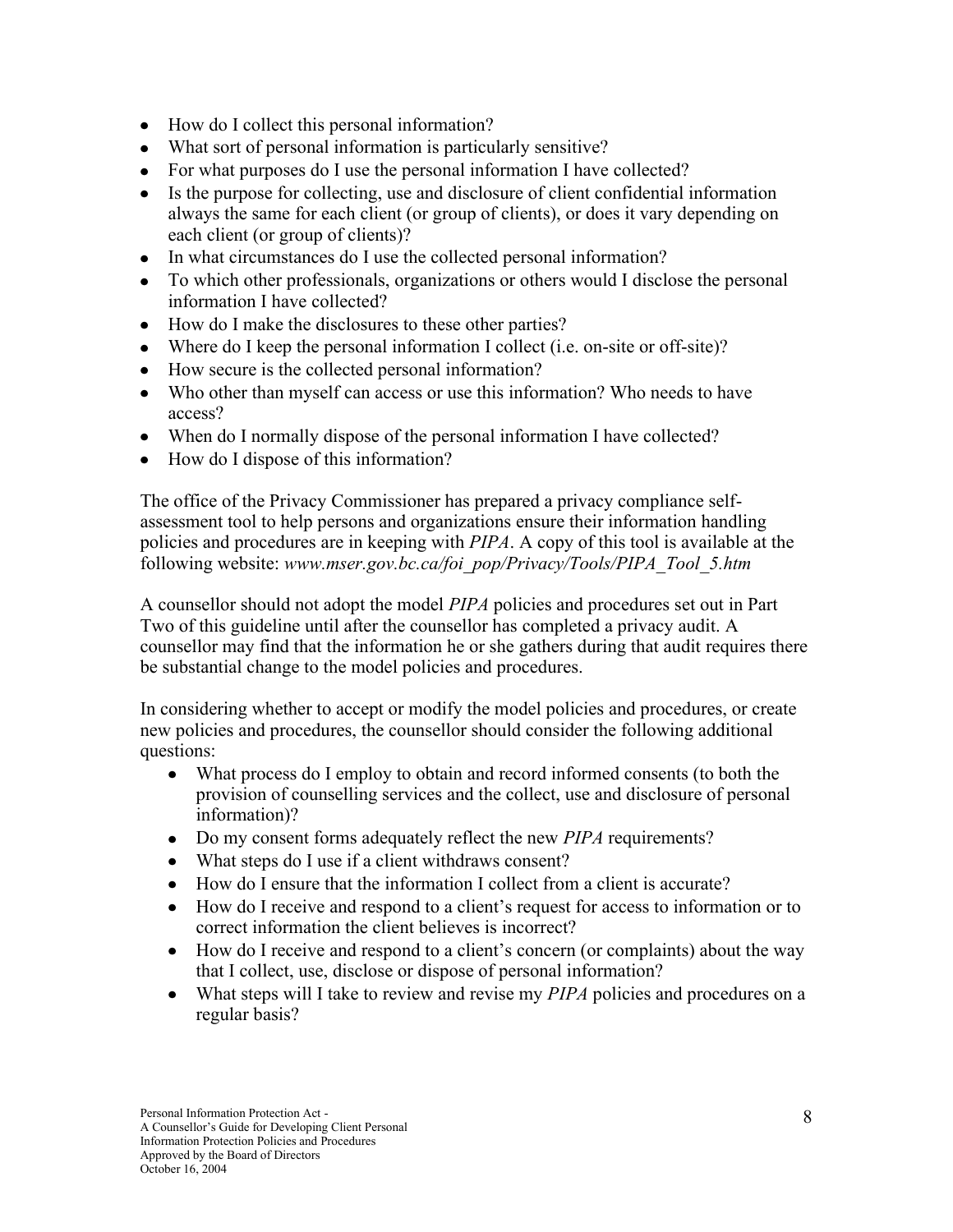- How do I collect this personal information?
- What sort of personal information is particularly sensitive?
- For what purposes do I use the personal information I have collected?
- Is the purpose for collecting, use and disclosure of client confidential information always the same for each client (or group of clients), or does it vary depending on each client (or group of clients)?
- In what circumstances do I use the collected personal information?
- To which other professionals, organizations or others would I disclose the personal information I have collected?
- How do I make the disclosures to these other parties?
- Where do I keep the personal information I collect (i.e. on-site or off-site)?
- How secure is the collected personal information?
- Who other than myself can access or use this information? Who needs to have access?
- When do I normally dispose of the personal information I have collected?
- How do I dispose of this information?

The office of the Privacy Commissioner has prepared a privacy compliance self-assessment tool to help persons and organizations ensure their information handling policies and procedures are in keeping with *PIPA*. A copy of this tool is available at the following website: *www.mser.gov.bc.ca/foi_pop/Privacy/Tools/PIPA_Tool_5.htm*

A counsellor should not adopt the model *PIPA* policies and procedures set out in Part Two of this guideline until after the counsellor has completed a privacy audit. A counsellor may find that the information he or she gathers during that audit requires there be substantial change to the model policies and procedures.

In considering whether to accept or modify the model policies and procedures, or create new policies and procedures, the counsellor should consider the following additional questions:

- What process do I employ to obtain and record informed consents (to both the provision of counselling services and the collect, use and disclosure of personal information)?
- Do my consent forms adequately reflect the new *PIPA* requirements?
- What steps do I use if a client withdraws consent?
- How do I ensure that the information I collect from a client is accurate?
- How do I receive and respond to a client's request for access to information or to correct information the client believes is incorrect?
- How do I receive and respond to a client's concern (or complaints) about the way that I collect, use, disclose or dispose of personal information?
- What steps will I take to review and revise my *PIPA* policies and procedures on a regular basis?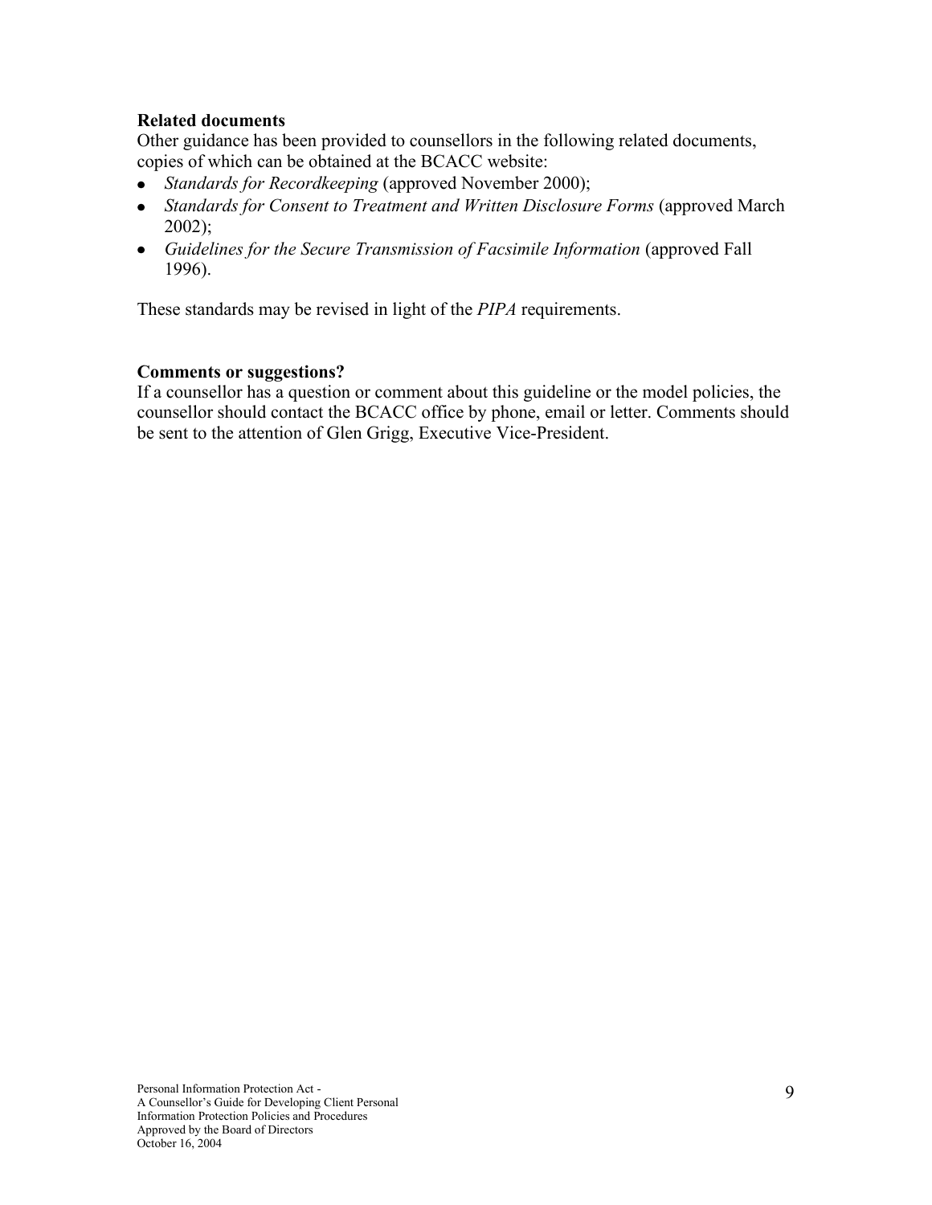**Related documents**

Other guidance has been provided to counsellors in the following related documents, copies of which can be obtained at the BCACC website:

- *Standards for Recordkeeping* (approved November 2000);
- *Standards for Consent to Treatment and Written Disclosure Forms* (approved March 2002);
- *Guidelines for the Secure Transmission of Facsimile Information* (approved Fall 1996).

These standards may be revised in light of the *PIPA* requirements.

**Comments or suggestions?**

If a counsellor has a question or comment about this guideline or the model policies, the counsellor should contact the BCACC office by phone, email or letter. Comments should be sent to the attention of Glen Grigg, Executive Vice-President.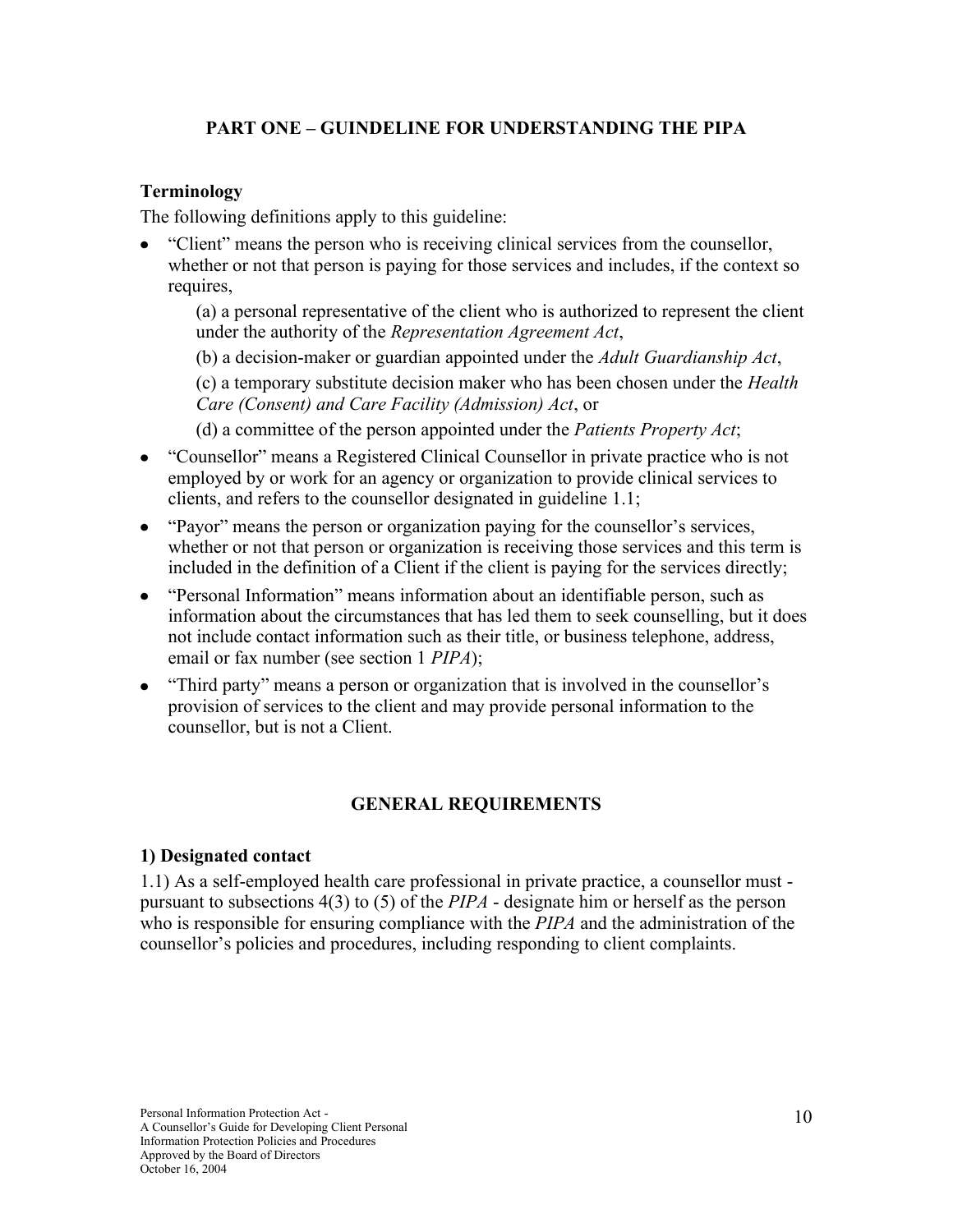## PART ONE – GUINDELINE FOR UNDERSTANDING THE PIPA

### Terminology

The following definitions apply to this guideline:

- "Client" means the person who is receiving clinical services from the counsellor, whether or not that person is paying for those services and includes, if the context so requires,

  (a) a personal representative of the client who is authorized to represent the client under the authority of the *Representation Agreement Act*,

  (b) a decision-maker or guardian appointed under the *Adult Guardianship Act*,

  (c) a temporary substitute decision maker who has been chosen under the *Health Care (Consent) and Care Facility (Admission) Act*, or

  (d) a committee of the person appointed under the *Patients Property Act*;

- "Counsellor" means a Registered Clinical Counsellor in private practice who is not employed by or work for an agency or organization to provide clinical services to clients, and refers to the counsellor designated in guideline 1.1;
- "Payor" means the person or organization paying for the counsellor's services, whether or not that person or organization is receiving those services and this term is included in the definition of a Client if the client is paying for the services directly;
- "Personal Information" means information about an identifiable person, such as information about the circumstances that has led them to seek counselling, but it does not include contact information such as their title, or business telephone, address, email or fax number (see section 1 *PIPA*);
- "Third party" means a person or organization that is involved in the counsellor's provision of services to the client and may provide personal information to the counsellor, but is not a Client.

## GENERAL REQUIREMENTS

### 1) Designated contact

1.1) As a self-employed health care professional in private practice, a counsellor must - pursuant to subsections 4(3) to (5) of the *PIPA* - designate him or herself as the person who is responsible for ensuring compliance with the *PIPA* and the administration of the counsellor's policies and procedures, including responding to client complaints.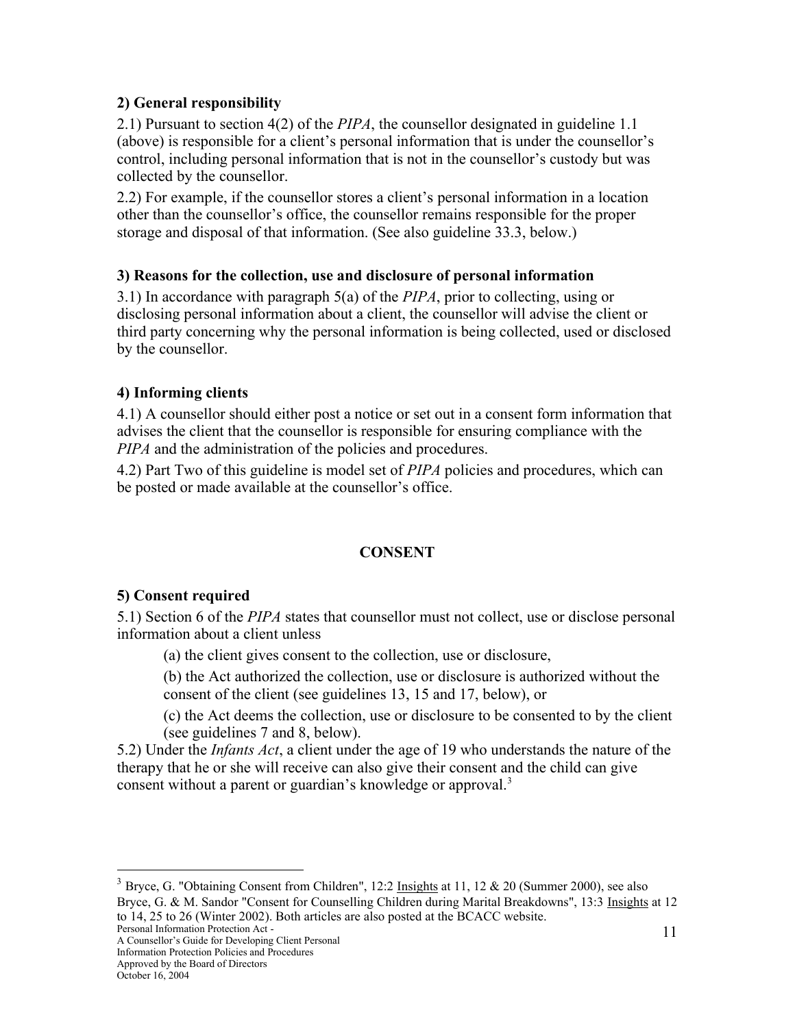### 2) General responsibility

2.1) Pursuant to section 4(2) of the *PIPA*, the counsellor designated in guideline 1.1 (above) is responsible for a client's personal information that is under the counsellor's control, including personal information that is not in the counsellor's custody but was collected by the counsellor.

2.2) For example, if the counsellor stores a client's personal information in a location other than the counsellor's office, the counsellor remains responsible for the proper storage and disposal of that information. (See also guideline 33.3, below.)

### 3) Reasons for the collection, use and disclosure of personal information

3.1) In accordance with paragraph 5(a) of the *PIPA*, prior to collecting, using or disclosing personal information about a client, the counsellor will advise the client or third party concerning why the personal information is being collected, used or disclosed by the counsellor.

### 4) Informing clients

4.1) A counsellor should either post a notice or set out in a consent form information that advises the client that the counsellor is responsible for ensuring compliance with the *PIPA* and the administration of the policies and procedures.

4.2) Part Two of this guideline is model set of *PIPA* policies and procedures, which can be posted or made available at the counsellor's office.

## CONSENT

### 5) Consent required

5.1) Section 6 of the *PIPA* states that counsellor must not collect, use or disclose personal information about a client unless

> (a) the client gives consent to the collection, use or disclosure,
>
> (b) the Act authorized the collection, use or disclosure is authorized without the consent of the client (see guidelines 13, 15 and 17, below), or
>
> (c) the Act deems the collection, use or disclosure to be consented to by the client (see guidelines 7 and 8, below).

5.2) Under the *Infants Act*, a client under the age of 19 who understands the nature of the therapy that he or she will receive can also give their consent and the child can give consent without a parent or guardian's knowledge or approval.[3]

---

[3] Bryce, G. "Obtaining Consent from Children", 12:2 Insights at 11, 12 & 20 (Summer 2000), see also Bryce, G. & M. Sandor "Consent for Counselling Children during Marital Breakdowns", 13:3 Insights at 12 to 14, 25 to 26 (Winter 2002). Both articles are also posted at the BCACC website.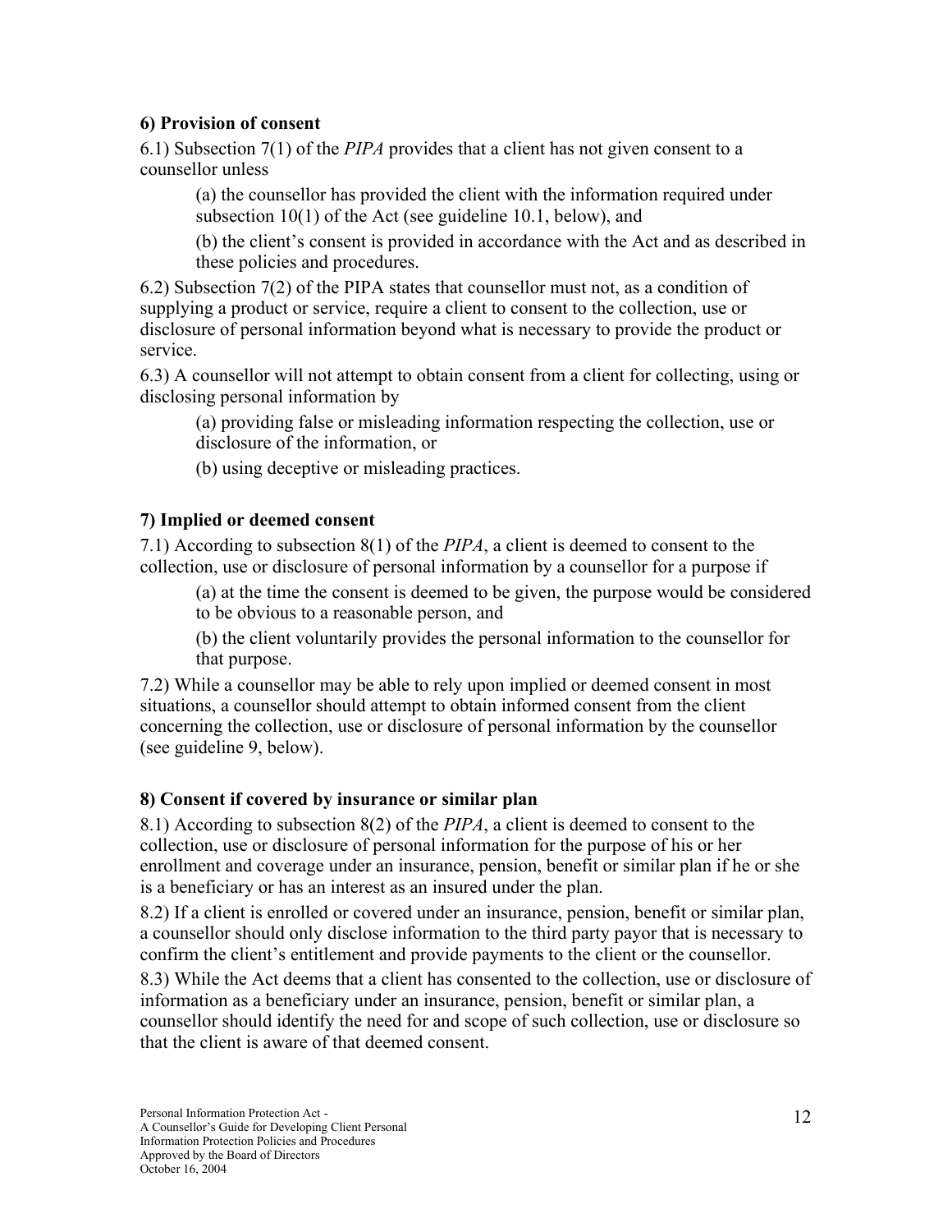### 6) Provision of consent

6.1) Subsection 7(1) of the *PIPA* provides that a client has not given consent to a counsellor unless

(a) the counsellor has provided the client with the information required under subsection 10(1) of the Act (see guideline 10.1, below), and

(b) the client's consent is provided in accordance with the Act and as described in these policies and procedures.

6.2) Subsection 7(2) of the PIPA states that counsellor must not, as a condition of supplying a product or service, require a client to consent to the collection, use or disclosure of personal information beyond what is necessary to provide the product or service.

6.3) A counsellor will not attempt to obtain consent from a client for collecting, using or disclosing personal information by

(a) providing false or misleading information respecting the collection, use or disclosure of the information, or

(b) using deceptive or misleading practices.

### 7) Implied or deemed consent

7.1) According to subsection 8(1) of the *PIPA*, a client is deemed to consent to the collection, use or disclosure of personal information by a counsellor for a purpose if

(a) at the time the consent is deemed to be given, the purpose would be considered to be obvious to a reasonable person, and

(b) the client voluntarily provides the personal information to the counsellor for that purpose.

7.2) While a counsellor may be able to rely upon implied or deemed consent in most situations, a counsellor should attempt to obtain informed consent from the client concerning the collection, use or disclosure of personal information by the counsellor (see guideline 9, below).

### 8) Consent if covered by insurance or similar plan

8.1) According to subsection 8(2) of the *PIPA*, a client is deemed to consent to the collection, use or disclosure of personal information for the purpose of his or her enrollment and coverage under an insurance, pension, benefit or similar plan if he or she is a beneficiary or has an interest as an insured under the plan.

8.2) If a client is enrolled or covered under an insurance, pension, benefit or similar plan, a counsellor should only disclose information to the third party payor that is necessary to confirm the client's entitlement and provide payments to the client or the counsellor.

8.3) While the Act deems that a client has consented to the collection, use or disclosure of information as a beneficiary under an insurance, pension, benefit or similar plan, a counsellor should identify the need for and scope of such collection, use or disclosure so that the client is aware of that deemed consent.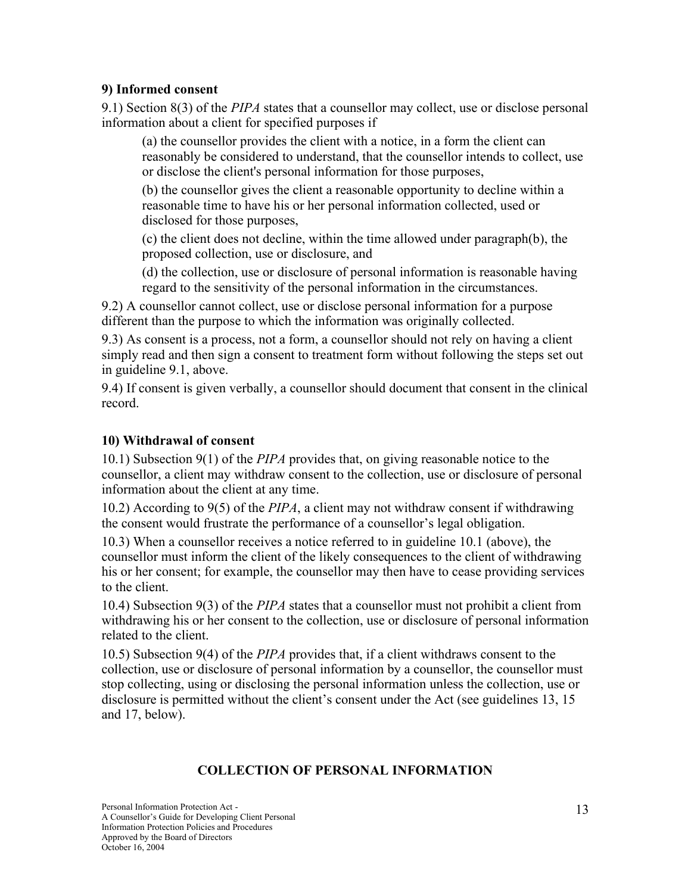**9) Informed consent**

9.1) Section 8(3) of the *PIPA* states that a counsellor may collect, use or disclose personal information about a client for specified purposes if

> (a) the counsellor provides the client with a notice, in a form the client can reasonably be considered to understand, that the counsellor intends to collect, use or disclose the client's personal information for those purposes,
>
> (b) the counsellor gives the client a reasonable opportunity to decline within a reasonable time to have his or her personal information collected, used or disclosed for those purposes,
>
> (c) the client does not decline, within the time allowed under paragraph(b), the proposed collection, use or disclosure, and
>
> (d) the collection, use or disclosure of personal information is reasonable having regard to the sensitivity of the personal information in the circumstances.

9.2) A counsellor cannot collect, use or disclose personal information for a purpose different than the purpose to which the information was originally collected.

9.3) As consent is a process, not a form, a counsellor should not rely on having a client simply read and then sign a consent to treatment form without following the steps set out in guideline 9.1, above.

9.4) If consent is given verbally, a counsellor should document that consent in the clinical record.

**10) Withdrawal of consent**

10.1) Subsection 9(1) of the *PIPA* provides that, on giving reasonable notice to the counsellor, a client may withdraw consent to the collection, use or disclosure of personal information about the client at any time.

10.2) According to 9(5) of the *PIPA*, a client may not withdraw consent if withdrawing the consent would frustrate the performance of a counsellor's legal obligation.

10.3) When a counsellor receives a notice referred to in guideline 10.1 (above), the counsellor must inform the client of the likely consequences to the client of withdrawing his or her consent; for example, the counsellor may then have to cease providing services to the client.

10.4) Subsection 9(3) of the *PIPA* states that a counsellor must not prohibit a client from withdrawing his or her consent to the collection, use or disclosure of personal information related to the client.

10.5) Subsection 9(4) of the *PIPA* provides that, if a client withdraws consent to the collection, use or disclosure of personal information by a counsellor, the counsellor must stop collecting, using or disclosing the personal information unless the collection, use or disclosure is permitted without the client's consent under the Act (see guidelines 13, 15 and 17, below).

## COLLECTION OF PERSONAL INFORMATION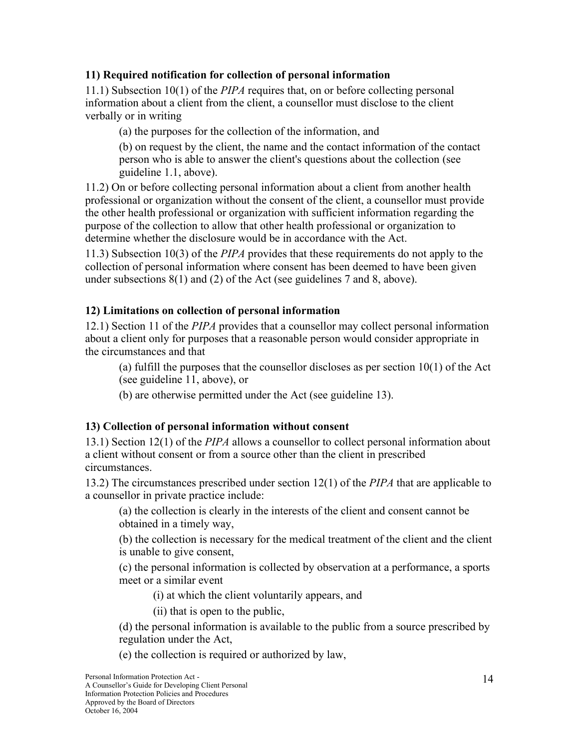### 11) Required notification for collection of personal information

11.1) Subsection 10(1) of the *PIPA* requires that, on or before collecting personal information about a client from the client, a counsellor must disclose to the client verbally or in writing

(a) the purposes for the collection of the information, and

(b) on request by the client, the name and the contact information of the contact person who is able to answer the client's questions about the collection (see guideline 1.1, above).

11.2) On or before collecting personal information about a client from another health professional or organization without the consent of the client, a counsellor must provide the other health professional or organization with sufficient information regarding the purpose of the collection to allow that other health professional or organization to determine whether the disclosure would be in accordance with the Act.

11.3) Subsection 10(3) of the *PIPA* provides that these requirements do not apply to the collection of personal information where consent has been deemed to have been given under subsections 8(1) and (2) of the Act (see guidelines 7 and 8, above).

### 12) Limitations on collection of personal information

12.1) Section 11 of the *PIPA* provides that a counsellor may collect personal information about a client only for purposes that a reasonable person would consider appropriate in the circumstances and that

(a) fulfill the purposes that the counsellor discloses as per section 10(1) of the Act (see guideline 11, above), or

(b) are otherwise permitted under the Act (see guideline 13).

### 13) Collection of personal information without consent

13.1) Section 12(1) of the *PIPA* allows a counsellor to collect personal information about a client without consent or from a source other than the client in prescribed circumstances.

13.2) The circumstances prescribed under section 12(1) of the *PIPA* that are applicable to a counsellor in private practice include:

(a) the collection is clearly in the interests of the client and consent cannot be obtained in a timely way,

(b) the collection is necessary for the medical treatment of the client and the client is unable to give consent,

(c) the personal information is collected by observation at a performance, a sports meet or a similar event

(i) at which the client voluntarily appears, and

(ii) that is open to the public,

(d) the personal information is available to the public from a source prescribed by regulation under the Act,

(e) the collection is required or authorized by law,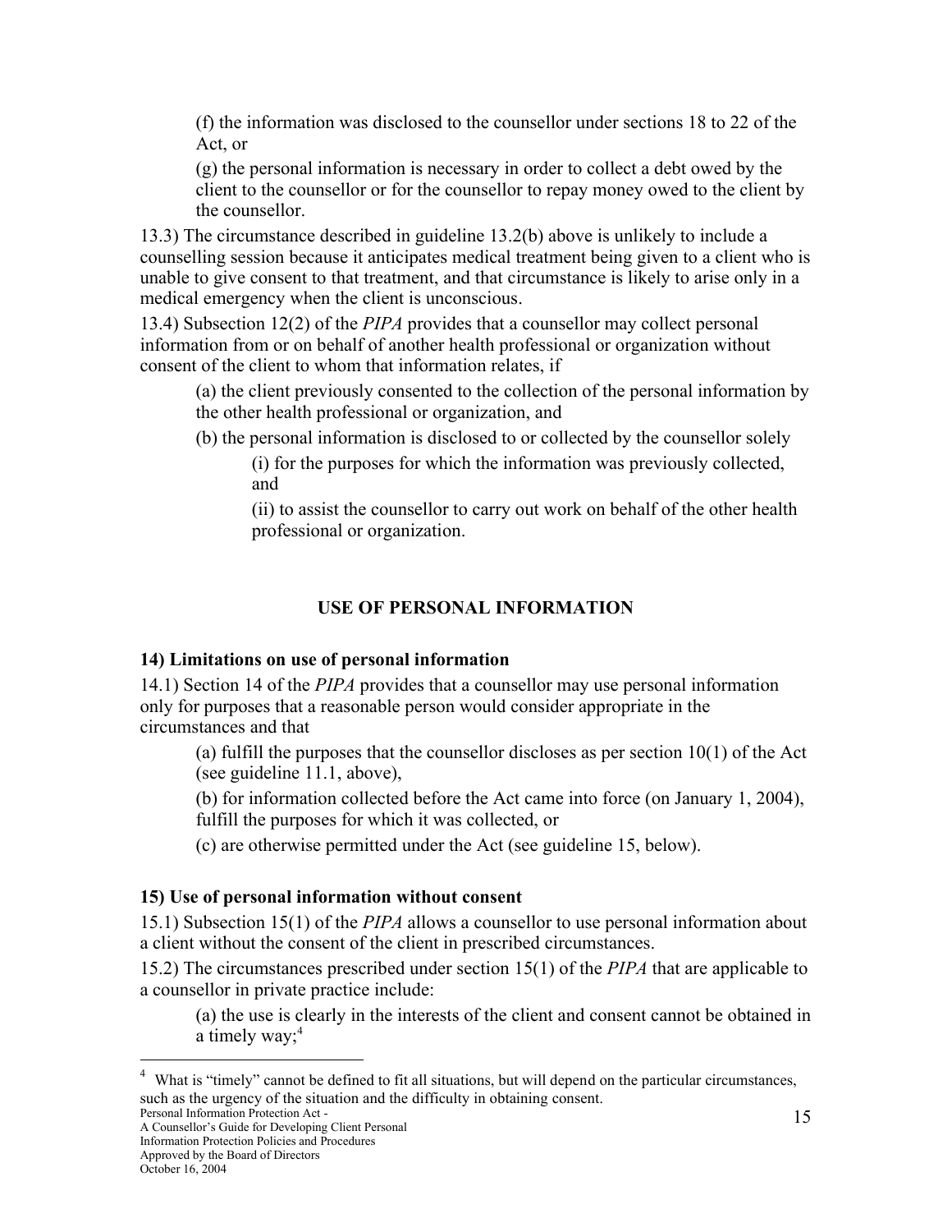(f) the information was disclosed to the counsellor under sections 18 to 22 of the Act, or

(g) the personal information is necessary in order to collect a debt owed by the client to the counsellor or for the counsellor to repay money owed to the client by the counsellor.

13.3) The circumstance described in guideline 13.2(b) above is unlikely to include a counselling session because it anticipates medical treatment being given to a client who is unable to give consent to that treatment, and that circumstance is likely to arise only in a medical emergency when the client is unconscious.

13.4) Subsection 12(2) of the *PIPA* provides that a counsellor may collect personal information from or on behalf of another health professional or organization without consent of the client to whom that information relates, if

(a) the client previously consented to the collection of the personal information by the other health professional or organization, and

(b) the personal information is disclosed to or collected by the counsellor solely

(i) for the purposes for which the information was previously collected, and

(ii) to assist the counsellor to carry out work on behalf of the other health professional or organization.

## USE OF PERSONAL INFORMATION

### 14) Limitations on use of personal information

14.1) Section 14 of the *PIPA* provides that a counsellor may use personal information only for purposes that a reasonable person would consider appropriate in the circumstances and that

(a) fulfill the purposes that the counsellor discloses as per section 10(1) of the Act (see guideline 11.1, above),

(b) for information collected before the Act came into force (on January 1, 2004), fulfill the purposes for which it was collected, or

(c) are otherwise permitted under the Act (see guideline 15, below).

### 15) Use of personal information without consent

15.1) Subsection 15(1) of the *PIPA* allows a counsellor to use personal information about a client without the consent of the client in prescribed circumstances.

15.2) The circumstances prescribed under section 15(1) of the *PIPA* that are applicable to a counsellor in private practice include:

(a) the use is clearly in the interests of the client and consent cannot be obtained in a timely way;[4]

[4] What is "timely" cannot be defined to fit all situations, but will depend on the particular circumstances, such as the urgency of the situation and the difficulty in obtaining consent.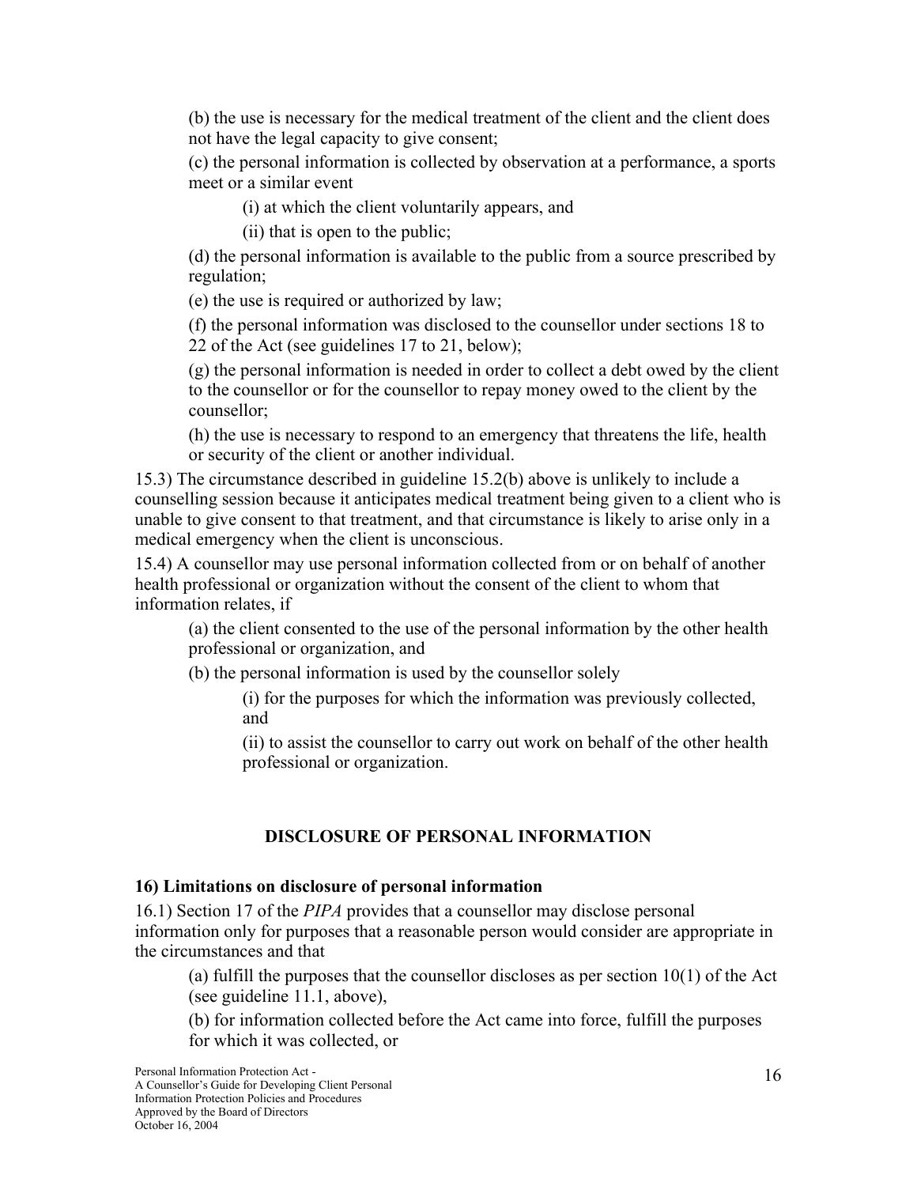(b) the use is necessary for the medical treatment of the client and the client does not have the legal capacity to give consent;

(c) the personal information is collected by observation at a performance, a sports meet or a similar event

(i) at which the client voluntarily appears, and

(ii) that is open to the public;

(d) the personal information is available to the public from a source prescribed by regulation;

(e) the use is required or authorized by law;

(f) the personal information was disclosed to the counsellor under sections 18 to 22 of the Act (see guidelines 17 to 21, below);

(g) the personal information is needed in order to collect a debt owed by the client to the counsellor or for the counsellor to repay money owed to the client by the counsellor;

(h) the use is necessary to respond to an emergency that threatens the life, health or security of the client or another individual.

15.3) The circumstance described in guideline 15.2(b) above is unlikely to include a counselling session because it anticipates medical treatment being given to a client who is unable to give consent to that treatment, and that circumstance is likely to arise only in a medical emergency when the client is unconscious.

15.4) A counsellor may use personal information collected from or on behalf of another health professional or organization without the consent of the client to whom that information relates, if

(a) the client consented to the use of the personal information by the other health professional or organization, and

(b) the personal information is used by the counsellor solely

(i) for the purposes for which the information was previously collected, and

(ii) to assist the counsellor to carry out work on behalf of the other health professional or organization.

## DISCLOSURE OF PERSONAL INFORMATION

### 16) Limitations on disclosure of personal information

16.1) Section 17 of the *PIPA* provides that a counsellor may disclose personal information only for purposes that a reasonable person would consider are appropriate in the circumstances and that

(a) fulfill the purposes that the counsellor discloses as per section 10(1) of the Act (see guideline 11.1, above),

(b) for information collected before the Act came into force, fulfill the purposes for which it was collected, or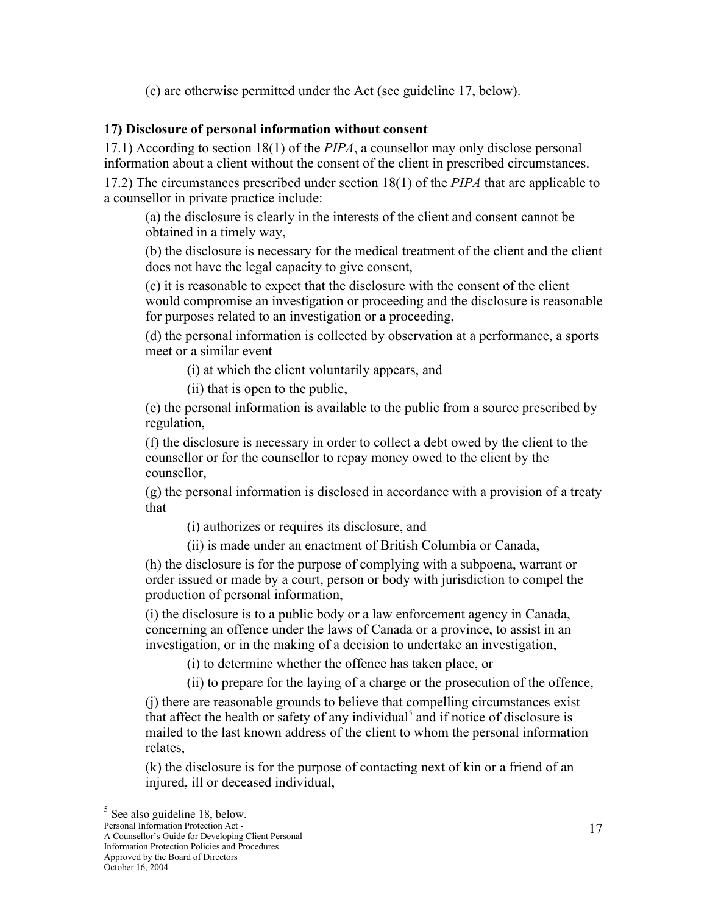(c) are otherwise permitted under the Act (see guideline 17, below).

### 17) Disclosure of personal information without consent

17.1) According to section 18(1) of the *PIPA*, a counsellor may only disclose personal information about a client without the consent of the client in prescribed circumstances.

17.2) The circumstances prescribed under section 18(1) of the *PIPA* that are applicable to a counsellor in private practice include:

(a) the disclosure is clearly in the interests of the client and consent cannot be obtained in a timely way,

(b) the disclosure is necessary for the medical treatment of the client and the client does not have the legal capacity to give consent,

(c) it is reasonable to expect that the disclosure with the consent of the client would compromise an investigation or proceeding and the disclosure is reasonable for purposes related to an investigation or a proceeding,

(d) the personal information is collected by observation at a performance, a sports meet or a similar event

(i) at which the client voluntarily appears, and

(ii) that is open to the public,

(e) the personal information is available to the public from a source prescribed by regulation,

(f) the disclosure is necessary in order to collect a debt owed by the client to the counsellor or for the counsellor to repay money owed to the client by the counsellor,

(g) the personal information is disclosed in accordance with a provision of a treaty that

(i) authorizes or requires its disclosure, and

(ii) is made under an enactment of British Columbia or Canada,

(h) the disclosure is for the purpose of complying with a subpoena, warrant or order issued or made by a court, person or body with jurisdiction to compel the production of personal information,

(i) the disclosure is to a public body or a law enforcement agency in Canada, concerning an offence under the laws of Canada or a province, to assist in an investigation, or in the making of a decision to undertake an investigation,

(i) to determine whether the offence has taken place, or

(ii) to prepare for the laying of a charge or the prosecution of the offence,

(j) there are reasonable grounds to believe that compelling circumstances exist that affect the health or safety of any individual[5] and if notice of disclosure is mailed to the last known address of the client to whom the personal information relates,

(k) the disclosure is for the purpose of contacting next of kin or a friend of an injured, ill or deceased individual,

---

[5] See also guideline 18, below.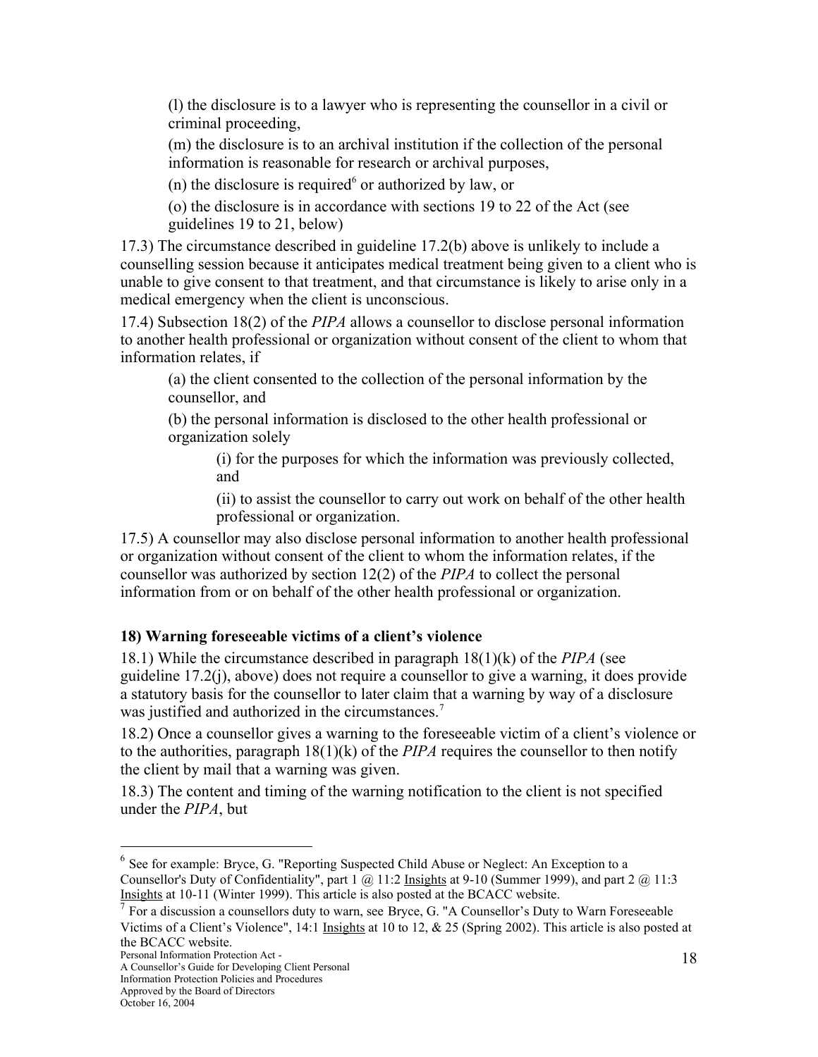(l) the disclosure is to a lawyer who is representing the counsellor in a civil or criminal proceeding,

(m) the disclosure is to an archival institution if the collection of the personal information is reasonable for research or archival purposes,

(n) the disclosure is required[6] or authorized by law, or

(o) the disclosure is in accordance with sections 19 to 22 of the Act (see guidelines 19 to 21, below)

17.3) The circumstance described in guideline 17.2(b) above is unlikely to include a counselling session because it anticipates medical treatment being given to a client who is unable to give consent to that treatment, and that circumstance is likely to arise only in a medical emergency when the client is unconscious.

17.4) Subsection 18(2) of the *PIPA* allows a counsellor to disclose personal information to another health professional or organization without consent of the client to whom that information relates, if

(a) the client consented to the collection of the personal information by the counsellor, and

(b) the personal information is disclosed to the other health professional or organization solely

(i) for the purposes for which the information was previously collected, and

(ii) to assist the counsellor to carry out work on behalf of the other health professional or organization.

17.5) A counsellor may also disclose personal information to another health professional or organization without consent of the client to whom the information relates, if the counsellor was authorized by section 12(2) of the *PIPA* to collect the personal information from or on behalf of the other health professional or organization.

### 18) Warning foreseeable victims of a client's violence

18.1) While the circumstance described in paragraph 18(1)(k) of the *PIPA* (see guideline 17.2(j), above) does not require a counsellor to give a warning, it does provide a statutory basis for the counsellor to later claim that a warning by way of a disclosure was justified and authorized in the circumstances.[7]

18.2) Once a counsellor gives a warning to the foreseeable victim of a client's violence or to the authorities, paragraph 18(1)(k) of the *PIPA* requires the counsellor to then notify the client by mail that a warning was given.

18.3) The content and timing of the warning notification to the client is not specified under the *PIPA*, but

---

[6] See for example: Bryce, G. "Reporting Suspected Child Abuse or Neglect: An Exception to a Counsellor's Duty of Confidentiality", part 1 @ 11:2 Insights at 9-10 (Summer 1999), and part 2 @ 11:3 Insights at 10-11 (Winter 1999). This article is also posted at the BCACC website.

[7] For a discussion a counsellors duty to warn, see Bryce, G. "A Counsellor's Duty to Warn Foreseeable Victims of a Client's Violence", 14:1 Insights at 10 to 12, & 25 (Spring 2002). This article is also posted at the BCACC website.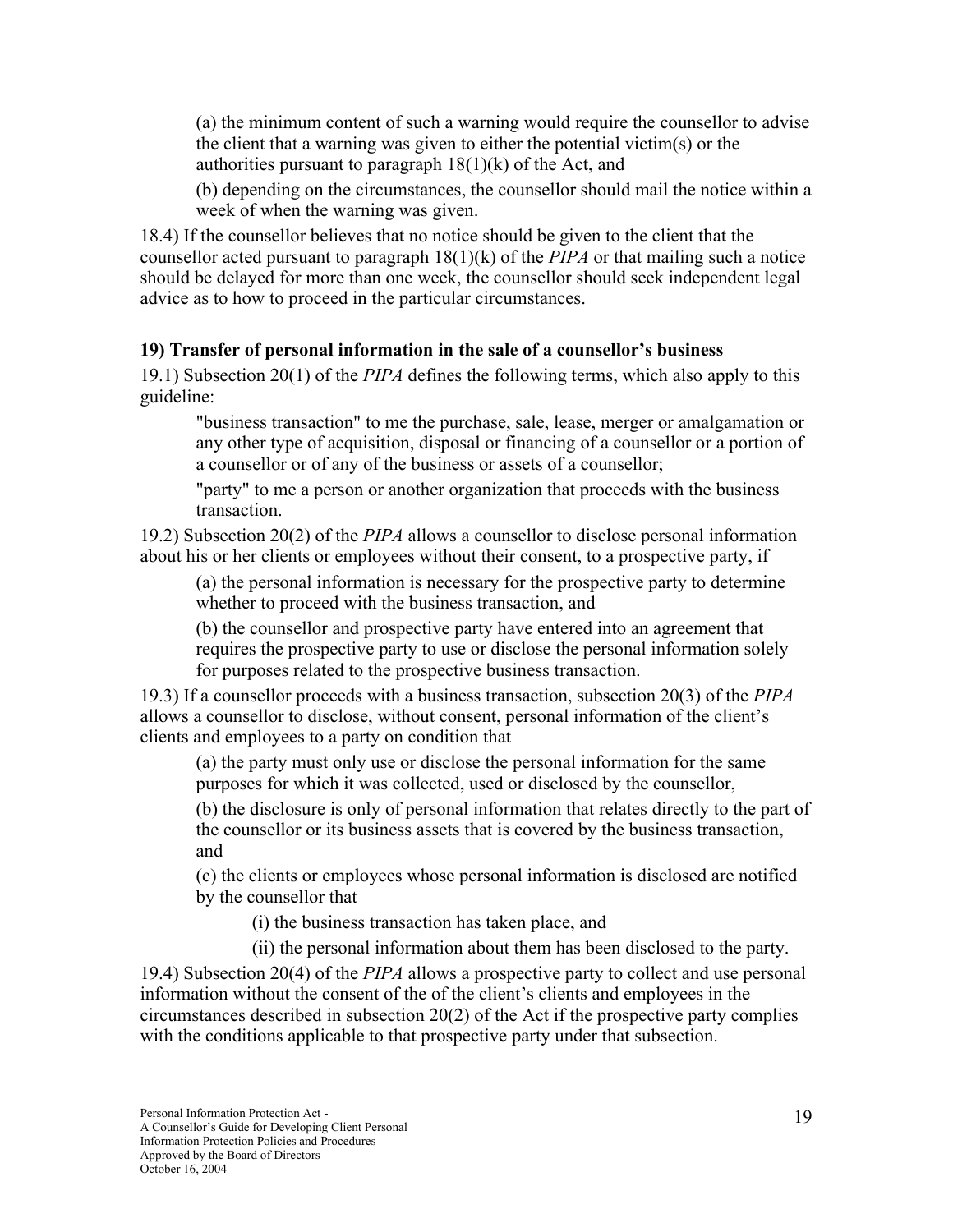(a) the minimum content of such a warning would require the counsellor to advise the client that a warning was given to either the potential victim(s) or the authorities pursuant to paragraph 18(1)(k) of the Act, and

(b) depending on the circumstances, the counsellor should mail the notice within a week of when the warning was given.

18.4) If the counsellor believes that no notice should be given to the client that the counsellor acted pursuant to paragraph 18(1)(k) of the *PIPA* or that mailing such a notice should be delayed for more than one week, the counsellor should seek independent legal advice as to how to proceed in the particular circumstances.

**19) Transfer of personal information in the sale of a counsellor's business**

19.1) Subsection 20(1) of the *PIPA* defines the following terms, which also apply to this guideline:

"business transaction" to me the purchase, sale, lease, merger or amalgamation or any other type of acquisition, disposal or financing of a counsellor or a portion of a counsellor or of any of the business or assets of a counsellor;

"party" to me a person or another organization that proceeds with the business transaction.

19.2) Subsection 20(2) of the *PIPA* allows a counsellor to disclose personal information about his or her clients or employees without their consent, to a prospective party, if

(a) the personal information is necessary for the prospective party to determine whether to proceed with the business transaction, and

(b) the counsellor and prospective party have entered into an agreement that requires the prospective party to use or disclose the personal information solely for purposes related to the prospective business transaction.

19.3) If a counsellor proceeds with a business transaction, subsection 20(3) of the *PIPA* allows a counsellor to disclose, without consent, personal information of the client's clients and employees to a party on condition that

(a) the party must only use or disclose the personal information for the same purposes for which it was collected, used or disclosed by the counsellor,

(b) the disclosure is only of personal information that relates directly to the part of the counsellor or its business assets that is covered by the business transaction, and

(c) the clients or employees whose personal information is disclosed are notified by the counsellor that

(i) the business transaction has taken place, and

(ii) the personal information about them has been disclosed to the party.

19.4) Subsection 20(4) of the *PIPA* allows a prospective party to collect and use personal information without the consent of the of the client's clients and employees in the circumstances described in subsection 20(2) of the Act if the prospective party complies with the conditions applicable to that prospective party under that subsection.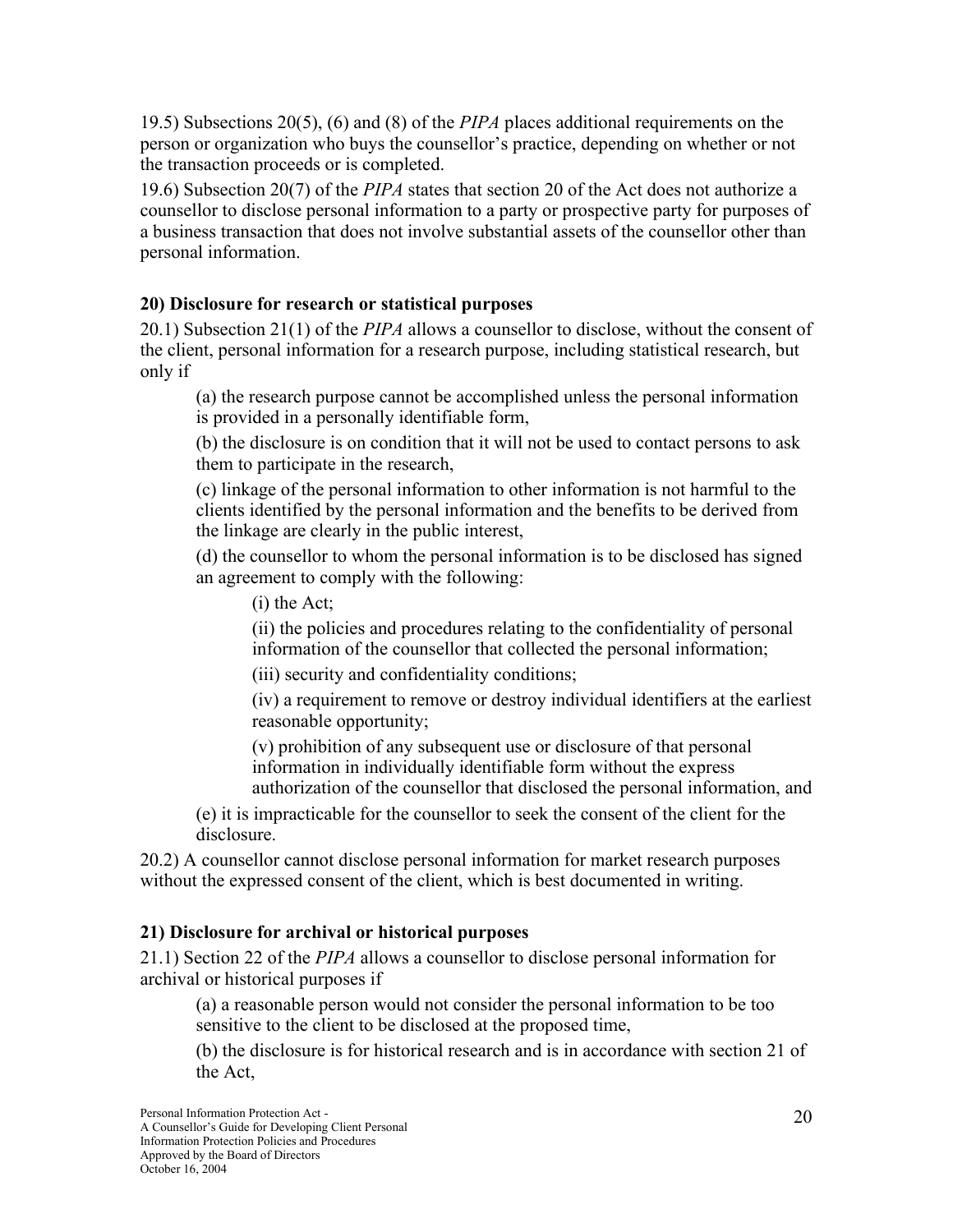19.5) Subsections 20(5), (6) and (8) of the *PIPA* places additional requirements on the person or organization who buys the counsellor's practice, depending on whether or not the transaction proceeds or is completed.

19.6) Subsection 20(7) of the *PIPA* states that section 20 of the Act does not authorize a counsellor to disclose personal information to a party or prospective party for purposes of a business transaction that does not involve substantial assets of the counsellor other than personal information.

**20) Disclosure for research or statistical purposes**

20.1) Subsection 21(1) of the *PIPA* allows a counsellor to disclose, without the consent of the client, personal information for a research purpose, including statistical research, but only if

> (a) the research purpose cannot be accomplished unless the personal information is provided in a personally identifiable form,
>
> (b) the disclosure is on condition that it will not be used to contact persons to ask them to participate in the research,
>
> (c) linkage of the personal information to other information is not harmful to the clients identified by the personal information and the benefits to be derived from the linkage are clearly in the public interest,
>
> (d) the counsellor to whom the personal information is to be disclosed has signed an agreement to comply with the following:
>
> > (i) the Act;
> >
> > (ii) the policies and procedures relating to the confidentiality of personal information of the counsellor that collected the personal information;
> >
> > (iii) security and confidentiality conditions;
> >
> > (iv) a requirement to remove or destroy individual identifiers at the earliest reasonable opportunity;
> >
> > (v) prohibition of any subsequent use or disclosure of that personal information in individually identifiable form without the express authorization of the counsellor that disclosed the personal information, and
>
> (e) it is impracticable for the counsellor to seek the consent of the client for the disclosure.

20.2) A counsellor cannot disclose personal information for market research purposes without the expressed consent of the client, which is best documented in writing.

**21) Disclosure for archival or historical purposes**

21.1) Section 22 of the *PIPA* allows a counsellor to disclose personal information for archival or historical purposes if

> (a) a reasonable person would not consider the personal information to be too sensitive to the client to be disclosed at the proposed time,
>
> (b) the disclosure is for historical research and is in accordance with section 21 of the Act,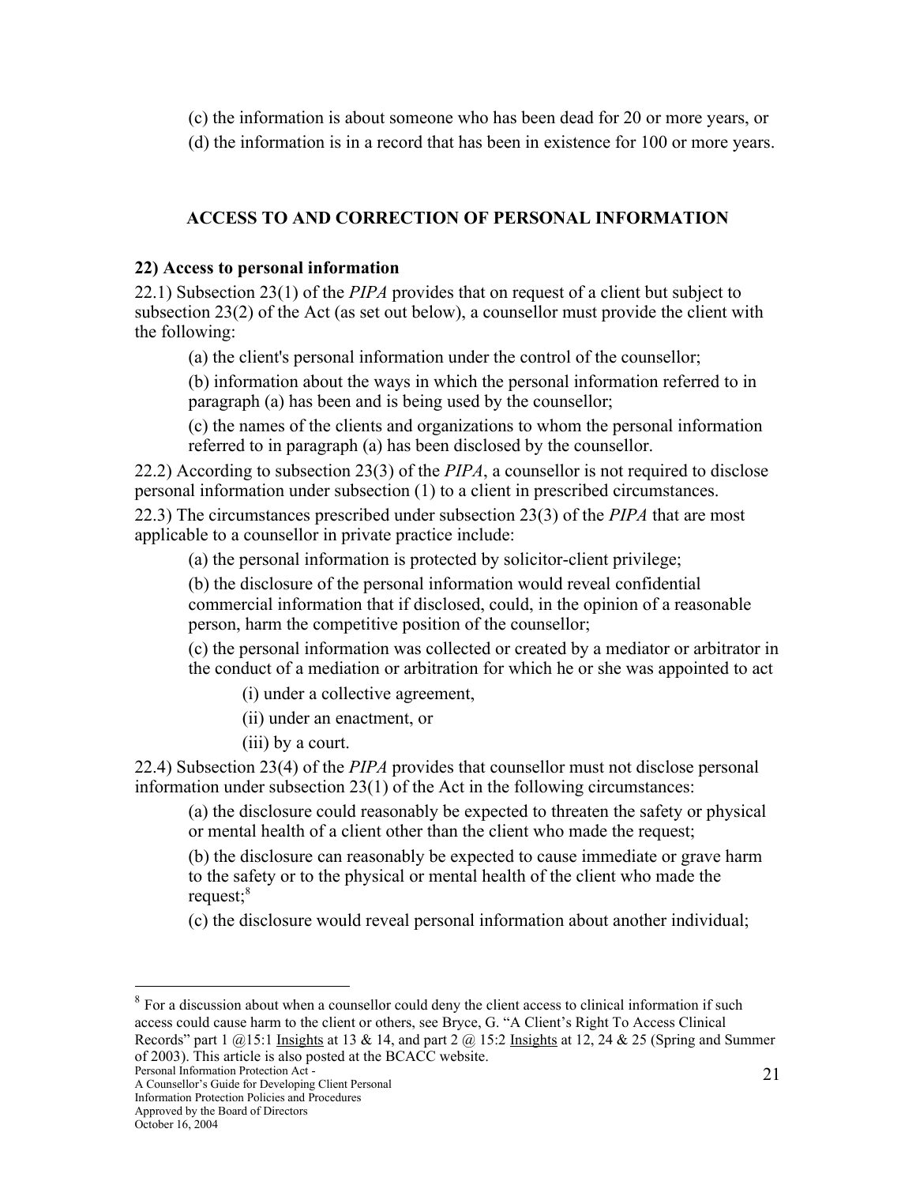(c) the information is about someone who has been dead for 20 or more years, or

(d) the information is in a record that has been in existence for 100 or more years.

## ACCESS TO AND CORRECTION OF PERSONAL INFORMATION

### 22) Access to personal information

22.1) Subsection 23(1) of the *PIPA* provides that on request of a client but subject to subsection 23(2) of the Act (as set out below), a counsellor must provide the client with the following:

(a) the client's personal information under the control of the counsellor;

(b) information about the ways in which the personal information referred to in paragraph (a) has been and is being used by the counsellor;

(c) the names of the clients and organizations to whom the personal information referred to in paragraph (a) has been disclosed by the counsellor.

22.2) According to subsection 23(3) of the *PIPA*, a counsellor is not required to disclose personal information under subsection (1) to a client in prescribed circumstances.

22.3) The circumstances prescribed under subsection 23(3) of the *PIPA* that are most applicable to a counsellor in private practice include:

(a) the personal information is protected by solicitor-client privilege;

(b) the disclosure of the personal information would reveal confidential commercial information that if disclosed, could, in the opinion of a reasonable person, harm the competitive position of the counsellor;

(c) the personal information was collected or created by a mediator or arbitrator in the conduct of a mediation or arbitration for which he or she was appointed to act

(i) under a collective agreement,

(ii) under an enactment, or

(iii) by a court.

22.4) Subsection 23(4) of the *PIPA* provides that counsellor must not disclose personal information under subsection 23(1) of the Act in the following circumstances:

(a) the disclosure could reasonably be expected to threaten the safety or physical or mental health of a client other than the client who made the request;

(b) the disclosure can reasonably be expected to cause immediate or grave harm to the safety or to the physical or mental health of the client who made the request;[8]

(c) the disclosure would reveal personal information about another individual;

---

[8] For a discussion about when a counsellor could deny the client access to clinical information if such access could cause harm to the client or others, see Bryce, G. "A Client's Right To Access Clinical Records" part 1 @15:1 Insights at 13 & 14, and part 2 @ 15:2 Insights at 12, 24 & 25 (Spring and Summer of 2003). This article is also posted at the BCACC website.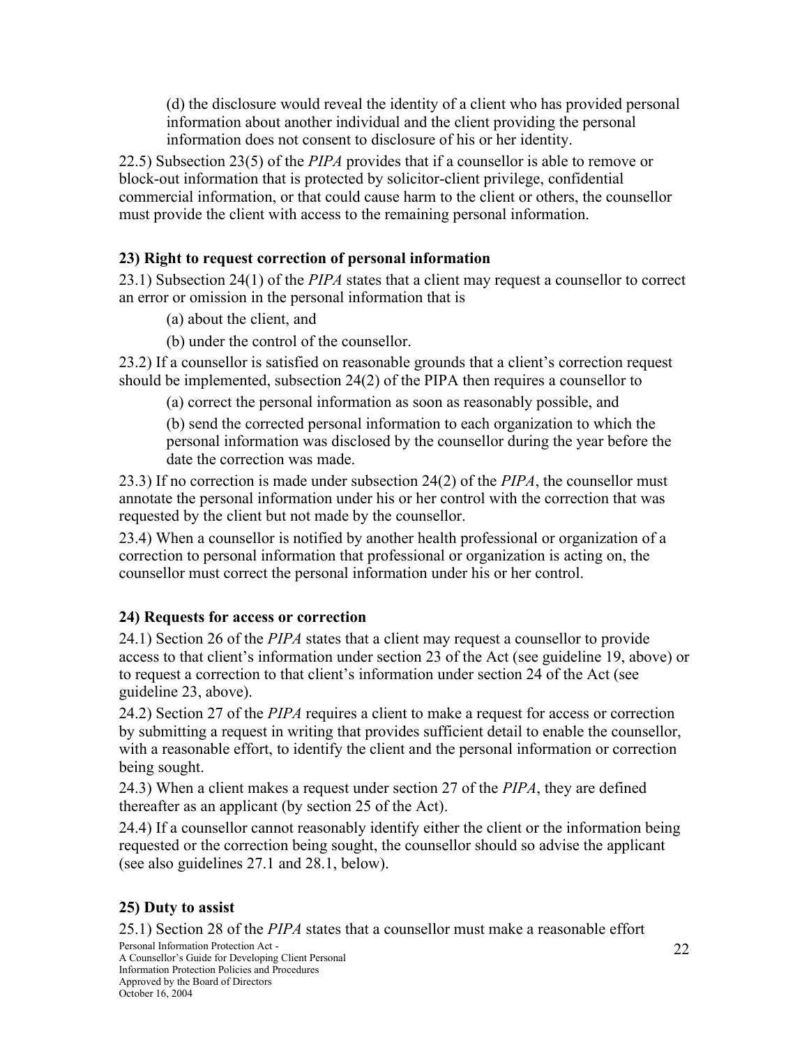(d) the disclosure would reveal the identity of a client who has provided personal information about another individual and the client providing the personal information does not consent to disclosure of his or her identity.

22.5) Subsection 23(5) of the *PIPA* provides that if a counsellor is able to remove or block-out information that is protected by solicitor-client privilege, confidential commercial information, or that could cause harm to the client or others, the counsellor must provide the client with access to the remaining personal information.

### 23) Right to request correction of personal information

23.1) Subsection 24(1) of the *PIPA* states that a client may request a counsellor to correct an error or omission in the personal information that is

(a) about the client, and

(b) under the control of the counsellor.

23.2) If a counsellor is satisfied on reasonable grounds that a client's correction request should be implemented, subsection 24(2) of the PIPA then requires a counsellor to

(a) correct the personal information as soon as reasonably possible, and

(b) send the corrected personal information to each organization to which the personal information was disclosed by the counsellor during the year before the date the correction was made.

23.3) If no correction is made under subsection 24(2) of the *PIPA*, the counsellor must annotate the personal information under his or her control with the correction that was requested by the client but not made by the counsellor.

23.4) When a counsellor is notified by another health professional or organization of a correction to personal information that professional or organization is acting on, the counsellor must correct the personal information under his or her control.

### 24) Requests for access or correction

24.1) Section 26 of the *PIPA* states that a client may request a counsellor to provide access to that client's information under section 23 of the Act (see guideline 19, above) or to request a correction to that client's information under section 24 of the Act (see guideline 23, above).

24.2) Section 27 of the *PIPA* requires a client to make a request for access or correction by submitting a request in writing that provides sufficient detail to enable the counsellor, with a reasonable effort, to identify the client and the personal information or correction being sought.

24.3) When a client makes a request under section 27 of the *PIPA*, they are defined thereafter as an applicant (by section 25 of the Act).

24.4) If a counsellor cannot reasonably identify either the client or the information being requested or the correction being sought, the counsellor should so advise the applicant (see also guidelines 27.1 and 28.1, below).

### 25) Duty to assist

25.1) Section 28 of the *PIPA* states that a counsellor must make a reasonable effort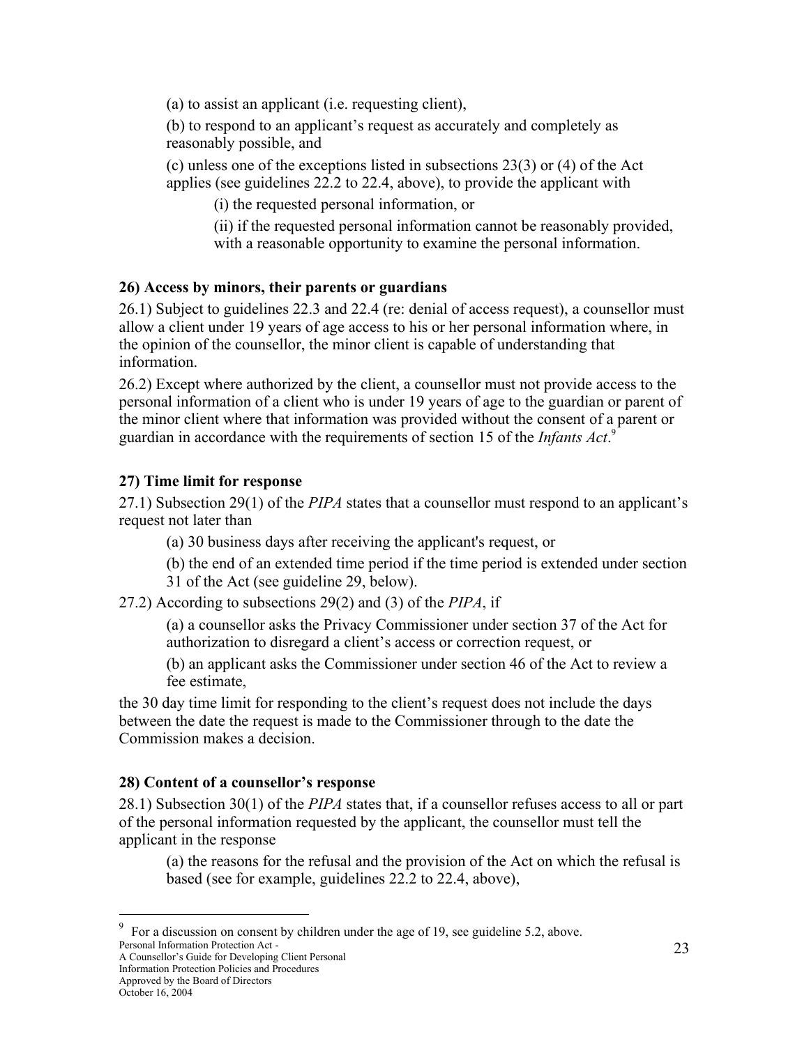(a) to assist an applicant (i.e. requesting client),

(b) to respond to an applicant's request as accurately and completely as reasonably possible, and

(c) unless one of the exceptions listed in subsections 23(3) or (4) of the Act applies (see guidelines 22.2 to 22.4, above), to provide the applicant with

(i) the requested personal information, or

(ii) if the requested personal information cannot be reasonably provided, with a reasonable opportunity to examine the personal information.

**26) Access by minors, their parents or guardians**

26.1) Subject to guidelines 22.3 and 22.4 (re: denial of access request), a counsellor must allow a client under 19 years of age access to his or her personal information where, in the opinion of the counsellor, the minor client is capable of understanding that information.

26.2) Except where authorized by the client, a counsellor must not provide access to the personal information of a client who is under 19 years of age to the guardian or parent of the minor client where that information was provided without the consent of a parent or guardian in accordance with the requirements of section 15 of the *Infants Act*.[9]

**27) Time limit for response**

27.1) Subsection 29(1) of the *PIPA* states that a counsellor must respond to an applicant's request not later than

(a) 30 business days after receiving the applicant's request, or

(b) the end of an extended time period if the time period is extended under section 31 of the Act (see guideline 29, below).

27.2) According to subsections 29(2) and (3) of the *PIPA*, if

(a) a counsellor asks the Privacy Commissioner under section 37 of the Act for authorization to disregard a client's access or correction request, or

(b) an applicant asks the Commissioner under section 46 of the Act to review a fee estimate,

the 30 day time limit for responding to the client's request does not include the days between the date the request is made to the Commissioner through to the date the Commission makes a decision.

**28) Content of a counsellor's response**

28.1) Subsection 30(1) of the *PIPA* states that, if a counsellor refuses access to all or part of the personal information requested by the applicant, the counsellor must tell the applicant in the response

(a) the reasons for the refusal and the provision of the Act on which the refusal is based (see for example, guidelines 22.2 to 22.4, above),

[9] For a discussion on consent by children under the age of 19, see guideline 5.2, above.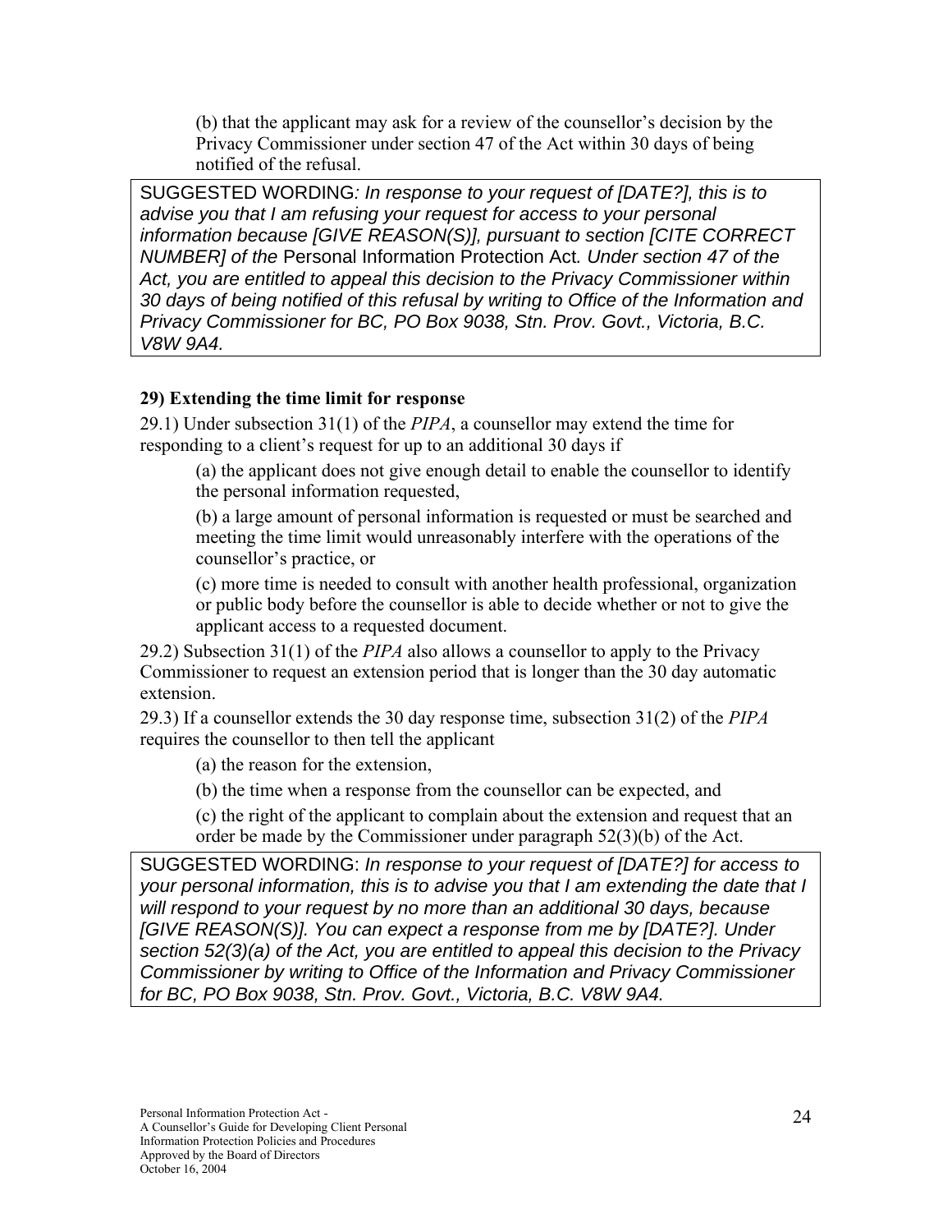(b) that the applicant may ask for a review of the counsellor's decision by the Privacy Commissioner under section 47 of the Act within 30 days of being notified of the refusal.

> SUGGESTED WORDING*: In response to your request of [DATE?], this is to advise you that I am refusing your request for access to your personal information because [GIVE REASON(S)], pursuant to section [CITE CORRECT NUMBER] of the* Personal Information Protection Act*. Under section 47 of the Act, you are entitled to appeal this decision to the Privacy Commissioner within 30 days of being notified of this refusal by writing to Office of the Information and Privacy Commissioner for BC, PO Box 9038, Stn. Prov. Govt., Victoria, B.C. V8W 9A4.*

**29) Extending the time limit for response**

29.1) Under subsection 31(1) of the *PIPA*, a counsellor may extend the time for responding to a client's request for up to an additional 30 days if

(a) the applicant does not give enough detail to enable the counsellor to identify the personal information requested,

(b) a large amount of personal information is requested or must be searched and meeting the time limit would unreasonably interfere with the operations of the counsellor's practice, or

(c) more time is needed to consult with another health professional, organization or public body before the counsellor is able to decide whether or not to give the applicant access to a requested document.

29.2) Subsection 31(1) of the *PIPA* also allows a counsellor to apply to the Privacy Commissioner to request an extension period that is longer than the 30 day automatic extension.

29.3) If a counsellor extends the 30 day response time, subsection 31(2) of the *PIPA* requires the counsellor to then tell the applicant

(a) the reason for the extension,

(b) the time when a response from the counsellor can be expected, and

(c) the right of the applicant to complain about the extension and request that an order be made by the Commissioner under paragraph 52(3)(b) of the Act.

> SUGGESTED WORDING: *In response to your request of [DATE?] for access to your personal information, this is to advise you that I am extending the date that I will respond to your request by no more than an additional 30 days, because [GIVE REASON(S)]. You can expect a response from me by [DATE?]. Under section 52(3)(a) of the Act, you are entitled to appeal this decision to the Privacy Commissioner by writing to Office of the Information and Privacy Commissioner for BC, PO Box 9038, Stn. Prov. Govt., Victoria, B.C. V8W 9A4.*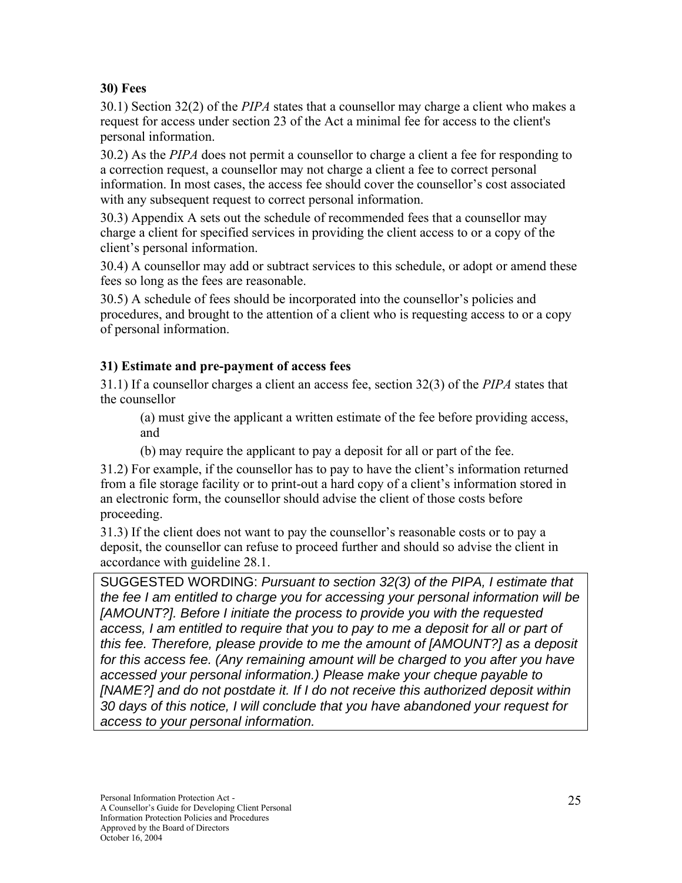**30) Fees**

30.1) Section 32(2) of the *PIPA* states that a counsellor may charge a client who makes a request for access under section 23 of the Act a minimal fee for access to the client's personal information.

30.2) As the *PIPA* does not permit a counsellor to charge a client a fee for responding to a correction request, a counsellor may not charge a client a fee to correct personal information. In most cases, the access fee should cover the counsellor's cost associated with any subsequent request to correct personal information.

30.3) Appendix A sets out the schedule of recommended fees that a counsellor may charge a client for specified services in providing the client access to or a copy of the client's personal information.

30.4) A counsellor may add or subtract services to this schedule, or adopt or amend these fees so long as the fees are reasonable.

30.5) A schedule of fees should be incorporated into the counsellor's policies and procedures, and brought to the attention of a client who is requesting access to or a copy of personal information.

**31) Estimate and pre-payment of access fees**

31.1) If a counsellor charges a client an access fee, section 32(3) of the *PIPA* states that the counsellor

> (a) must give the applicant a written estimate of the fee before providing access, and
>
> (b) may require the applicant to pay a deposit for all or part of the fee.

31.2) For example, if the counsellor has to pay to have the client's information returned from a file storage facility or to print-out a hard copy of a client's information stored in an electronic form, the counsellor should advise the client of those costs before proceeding.

31.3) If the client does not want to pay the counsellor's reasonable costs or to pay a deposit, the counsellor can refuse to proceed further and should so advise the client in accordance with guideline 28.1.

> SUGGESTED WORDING: *Pursuant to section 32(3) of the PIPA, I estimate that the fee I am entitled to charge you for accessing your personal information will be [AMOUNT?]. Before I initiate the process to provide you with the requested access, I am entitled to require that you to pay to me a deposit for all or part of this fee. Therefore, please provide to me the amount of [AMOUNT?] as a deposit for this access fee. (Any remaining amount will be charged to you after you have accessed your personal information.) Please make your cheque payable to [NAME?] and do not postdate it. If I do not receive this authorized deposit within 30 days of this notice, I will conclude that you have abandoned your request for access to your personal information.*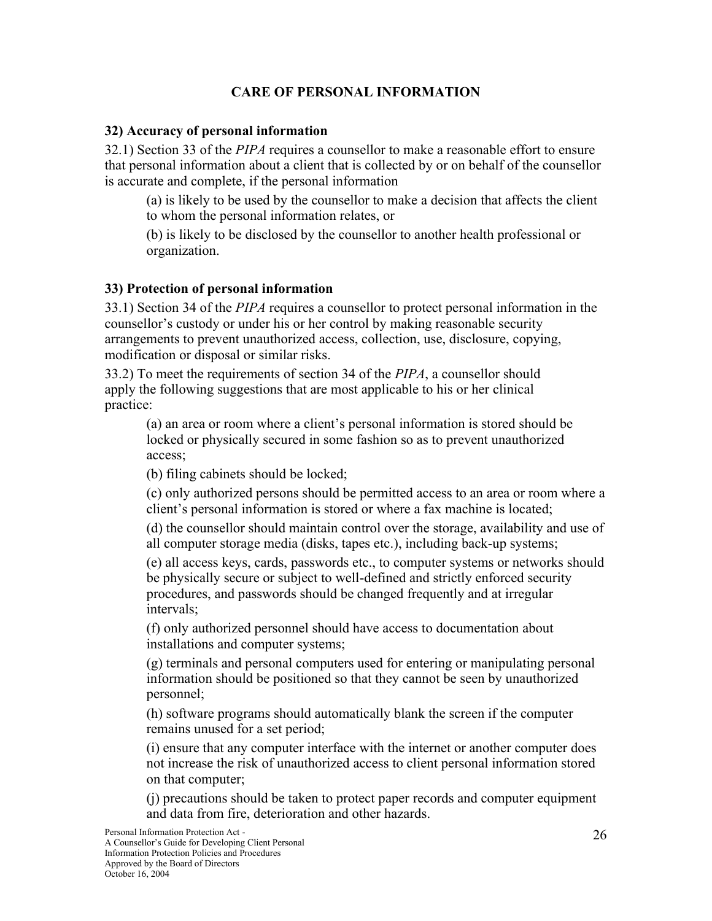## CARE OF PERSONAL INFORMATION

### 32) Accuracy of personal information

32.1) Section 33 of the *PIPA* requires a counsellor to make a reasonable effort to ensure that personal information about a client that is collected by or on behalf of the counsellor is accurate and complete, if the personal information

(a) is likely to be used by the counsellor to make a decision that affects the client to whom the personal information relates, or

(b) is likely to be disclosed by the counsellor to another health professional or organization.

### 33) Protection of personal information

33.1) Section 34 of the *PIPA* requires a counsellor to protect personal information in the counsellor's custody or under his or her control by making reasonable security arrangements to prevent unauthorized access, collection, use, disclosure, copying, modification or disposal or similar risks.

33.2) To meet the requirements of section 34 of the *PIPA*, a counsellor should apply the following suggestions that are most applicable to his or her clinical practice:

(a) an area or room where a client's personal information is stored should be locked or physically secured in some fashion so as to prevent unauthorized access;

(b) filing cabinets should be locked;

(c) only authorized persons should be permitted access to an area or room where a client's personal information is stored or where a fax machine is located;

(d) the counsellor should maintain control over the storage, availability and use of all computer storage media (disks, tapes etc.), including back-up systems;

(e) all access keys, cards, passwords etc., to computer systems or networks should be physically secure or subject to well-defined and strictly enforced security procedures, and passwords should be changed frequently and at irregular intervals;

(f) only authorized personnel should have access to documentation about installations and computer systems;

(g) terminals and personal computers used for entering or manipulating personal information should be positioned so that they cannot be seen by unauthorized personnel;

(h) software programs should automatically blank the screen if the computer remains unused for a set period;

(i) ensure that any computer interface with the internet or another computer does not increase the risk of unauthorized access to client personal information stored on that computer;

(j) precautions should be taken to protect paper records and computer equipment and data from fire, deterioration and other hazards.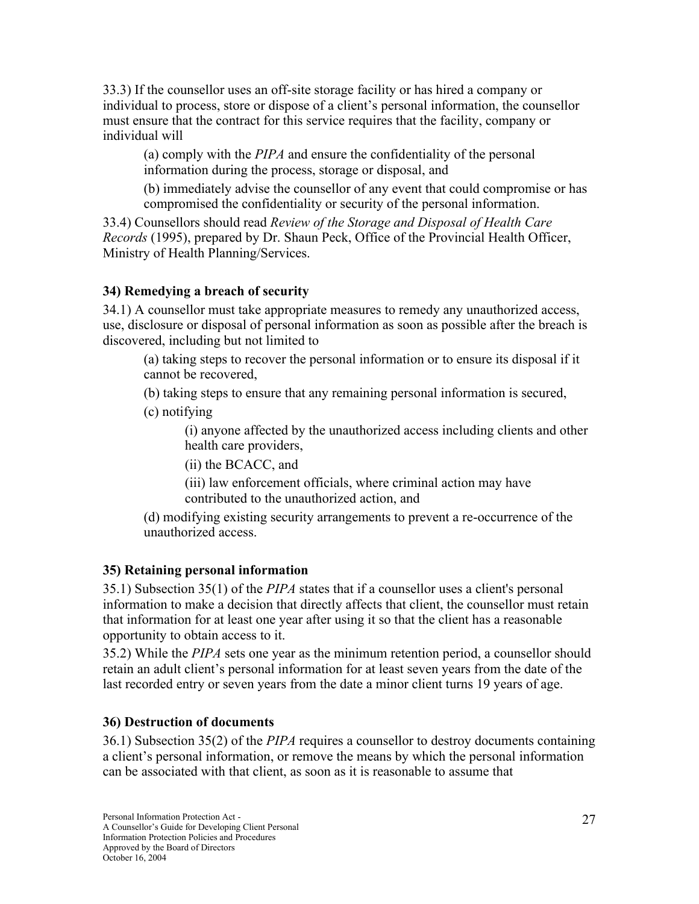33.3) If the counsellor uses an off-site storage facility or has hired a company or individual to process, store or dispose of a client's personal information, the counsellor must ensure that the contract for this service requires that the facility, company or individual will

(a) comply with the *PIPA* and ensure the confidentiality of the personal information during the process, storage or disposal, and

(b) immediately advise the counsellor of any event that could compromise or has compromised the confidentiality or security of the personal information.

33.4) Counsellors should read *Review of the Storage and Disposal of Health Care Records* (1995), prepared by Dr. Shaun Peck, Office of the Provincial Health Officer, Ministry of Health Planning/Services.

### 34) Remedying a breach of security

34.1) A counsellor must take appropriate measures to remedy any unauthorized access, use, disclosure or disposal of personal information as soon as possible after the breach is discovered, including but not limited to

(a) taking steps to recover the personal information or to ensure its disposal if it cannot be recovered,

(b) taking steps to ensure that any remaining personal information is secured,

(c) notifying

(i) anyone affected by the unauthorized access including clients and other health care providers,

(ii) the BCACC, and

(iii) law enforcement officials, where criminal action may have contributed to the unauthorized action, and

(d) modifying existing security arrangements to prevent a re-occurrence of the unauthorized access.

### 35) Retaining personal information

35.1) Subsection 35(1) of the *PIPA* states that if a counsellor uses a client's personal information to make a decision that directly affects that client, the counsellor must retain that information for at least one year after using it so that the client has a reasonable opportunity to obtain access to it.

35.2) While the *PIPA* sets one year as the minimum retention period, a counsellor should retain an adult client's personal information for at least seven years from the date of the last recorded entry or seven years from the date a minor client turns 19 years of age.

### 36) Destruction of documents

36.1) Subsection 35(2) of the *PIPA* requires a counsellor to destroy documents containing a client's personal information, or remove the means by which the personal information can be associated with that client, as soon as it is reasonable to assume that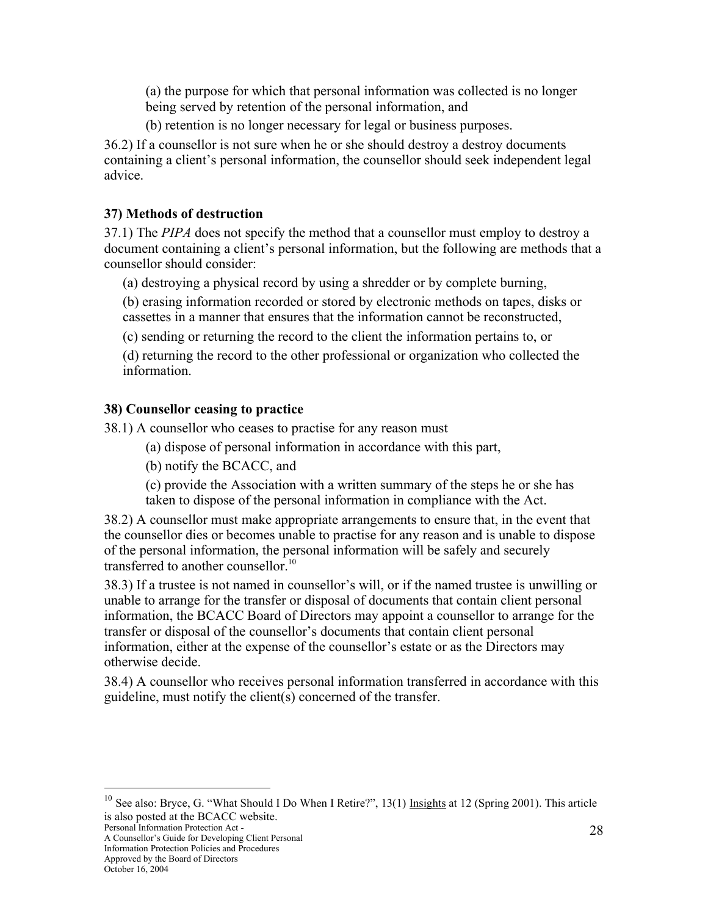(a) the purpose for which that personal information was collected is no longer being served by retention of the personal information, and

(b) retention is no longer necessary for legal or business purposes.

36.2) If a counsellor is not sure when he or she should destroy a destroy documents containing a client's personal information, the counsellor should seek independent legal advice.

**37) Methods of destruction**

37.1) The *PIPA* does not specify the method that a counsellor must employ to destroy a document containing a client's personal information, but the following are methods that a counsellor should consider:

(a) destroying a physical record by using a shredder or by complete burning,

(b) erasing information recorded or stored by electronic methods on tapes, disks or cassettes in a manner that ensures that the information cannot be reconstructed,

(c) sending or returning the record to the client the information pertains to, or

(d) returning the record to the other professional or organization who collected the information.

**38) Counsellor ceasing to practice**

38.1) A counsellor who ceases to practise for any reason must

(a) dispose of personal information in accordance with this part,

(b) notify the BCACC, and

(c) provide the Association with a written summary of the steps he or she has taken to dispose of the personal information in compliance with the Act.

38.2) A counsellor must make appropriate arrangements to ensure that, in the event that the counsellor dies or becomes unable to practise for any reason and is unable to dispose of the personal information, the personal information will be safely and securely transferred to another counsellor.[10]

38.3) If a trustee is not named in counsellor's will, or if the named trustee is unwilling or unable to arrange for the transfer or disposal of documents that contain client personal information, the BCACC Board of Directors may appoint a counsellor to arrange for the transfer or disposal of the counsellor's documents that contain client personal information, either at the expense of the counsellor's estate or as the Directors may otherwise decide.

38.4) A counsellor who receives personal information transferred in accordance with this guideline, must notify the client(s) concerned of the transfer.

---

[10] See also: Bryce, G. "What Should I Do When I Retire?", 13(1) Insights at 12 (Spring 2001). This article is also posted at the BCACC website.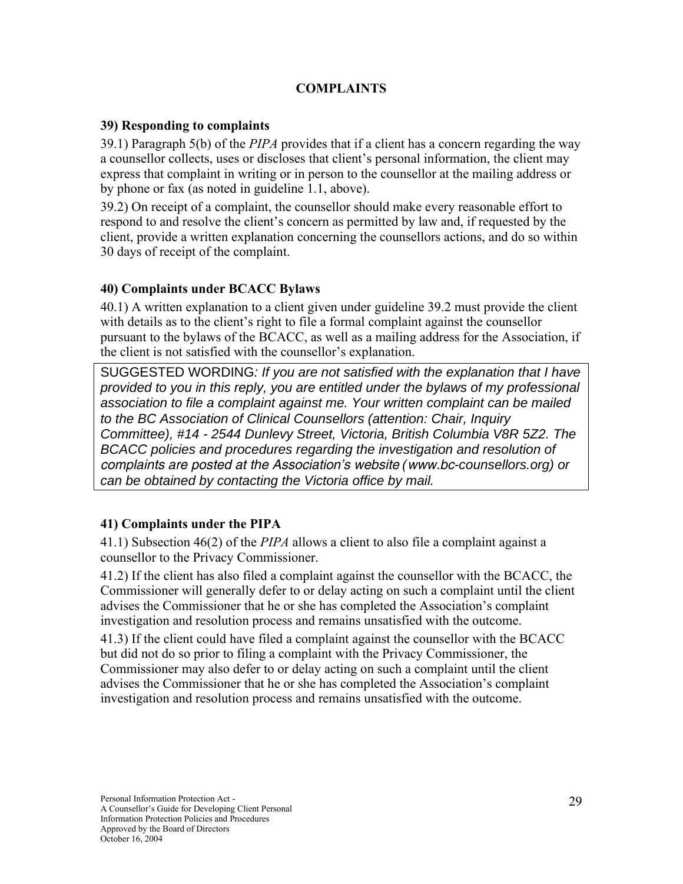## COMPLAINTS

### 39) Responding to complaints

39.1) Paragraph 5(b) of the *PIPA* provides that if a client has a concern regarding the way a counsellor collects, uses or discloses that client's personal information, the client may express that complaint in writing or in person to the counsellor at the mailing address or by phone or fax (as noted in guideline 1.1, above).

39.2) On receipt of a complaint, the counsellor should make every reasonable effort to respond to and resolve the client's concern as permitted by law and, if requested by the client, provide a written explanation concerning the counsellors actions, and do so within 30 days of receipt of the complaint.

### 40) Complaints under BCACC Bylaws

40.1) A written explanation to a client given under guideline 39.2 must provide the client with details as to the client's right to file a formal complaint against the counsellor pursuant to the bylaws of the BCACC, as well as a mailing address for the Association, if the client is not satisfied with the counsellor's explanation.

> SUGGESTED WORDING*: If you are not satisfied with the explanation that I have provided to you in this reply, you are entitled under the bylaws of my professional association to file a complaint against me. Your written complaint can be mailed to the BC Association of Clinical Counsellors (attention: Chair, Inquiry Committee), #14 - 2544 Dunlevy Street, Victoria, British Columbia V8R 5Z2. The BCACC policies and procedures regarding the investigation and resolution of complaints are posted at the Association's website (www.bc-counsellors.org) or can be obtained by contacting the Victoria office by mail.*

### 41) Complaints under the PIPA

41.1) Subsection 46(2) of the *PIPA* allows a client to also file a complaint against a counsellor to the Privacy Commissioner.

41.2) If the client has also filed a complaint against the counsellor with the BCACC, the Commissioner will generally defer to or delay acting on such a complaint until the client advises the Commissioner that he or she has completed the Association's complaint investigation and resolution process and remains unsatisfied with the outcome.

41.3) If the client could have filed a complaint against the counsellor with the BCACC but did not do so prior to filing a complaint with the Privacy Commissioner, the Commissioner may also defer to or delay acting on such a complaint until the client advises the Commissioner that he or she has completed the Association's complaint investigation and resolution process and remains unsatisfied with the outcome.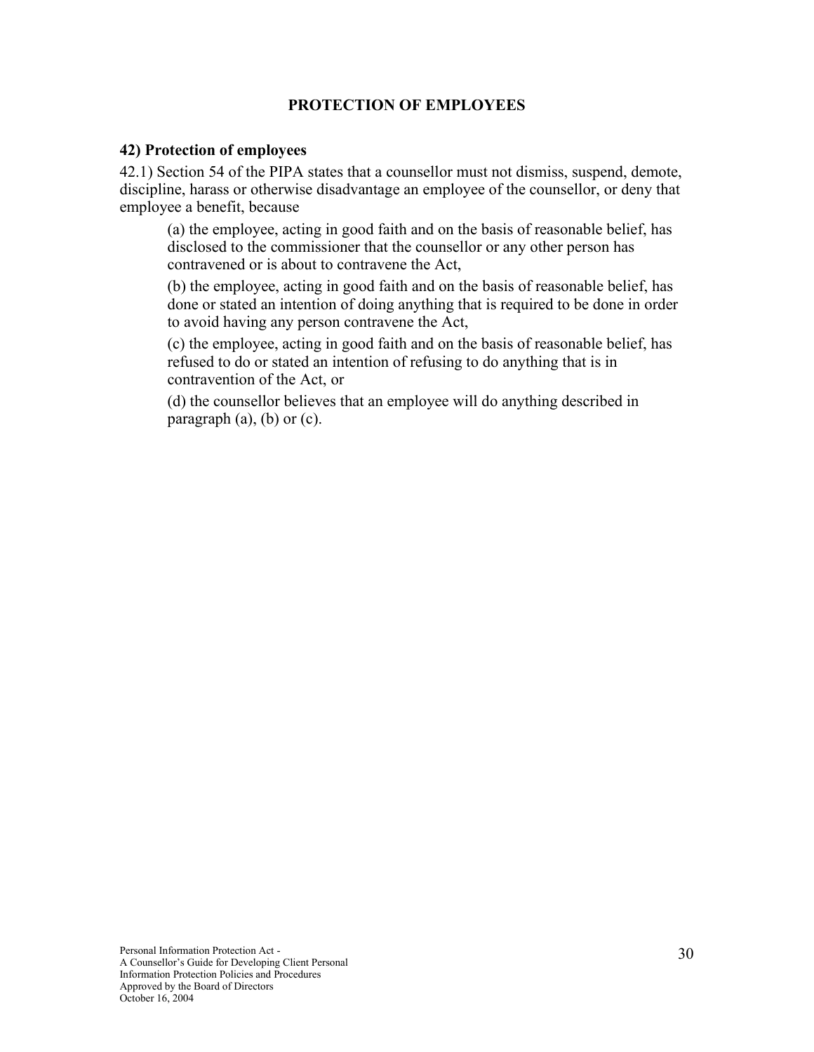## PROTECTION OF EMPLOYEES

### 42) Protection of employees

42.1) Section 54 of the PIPA states that a counsellor must not dismiss, suspend, demote, discipline, harass or otherwise disadvantage an employee of the counsellor, or deny that employee a benefit, because

> (a) the employee, acting in good faith and on the basis of reasonable belief, has disclosed to the commissioner that the counsellor or any other person has contravened or is about to contravene the Act,
>
> (b) the employee, acting in good faith and on the basis of reasonable belief, has done or stated an intention of doing anything that is required to be done in order to avoid having any person contravene the Act,
>
> (c) the employee, acting in good faith and on the basis of reasonable belief, has refused to do or stated an intention of refusing to do anything that is in contravention of the Act, or
>
> (d) the counsellor believes that an employee will do anything described in paragraph (a), (b) or (c).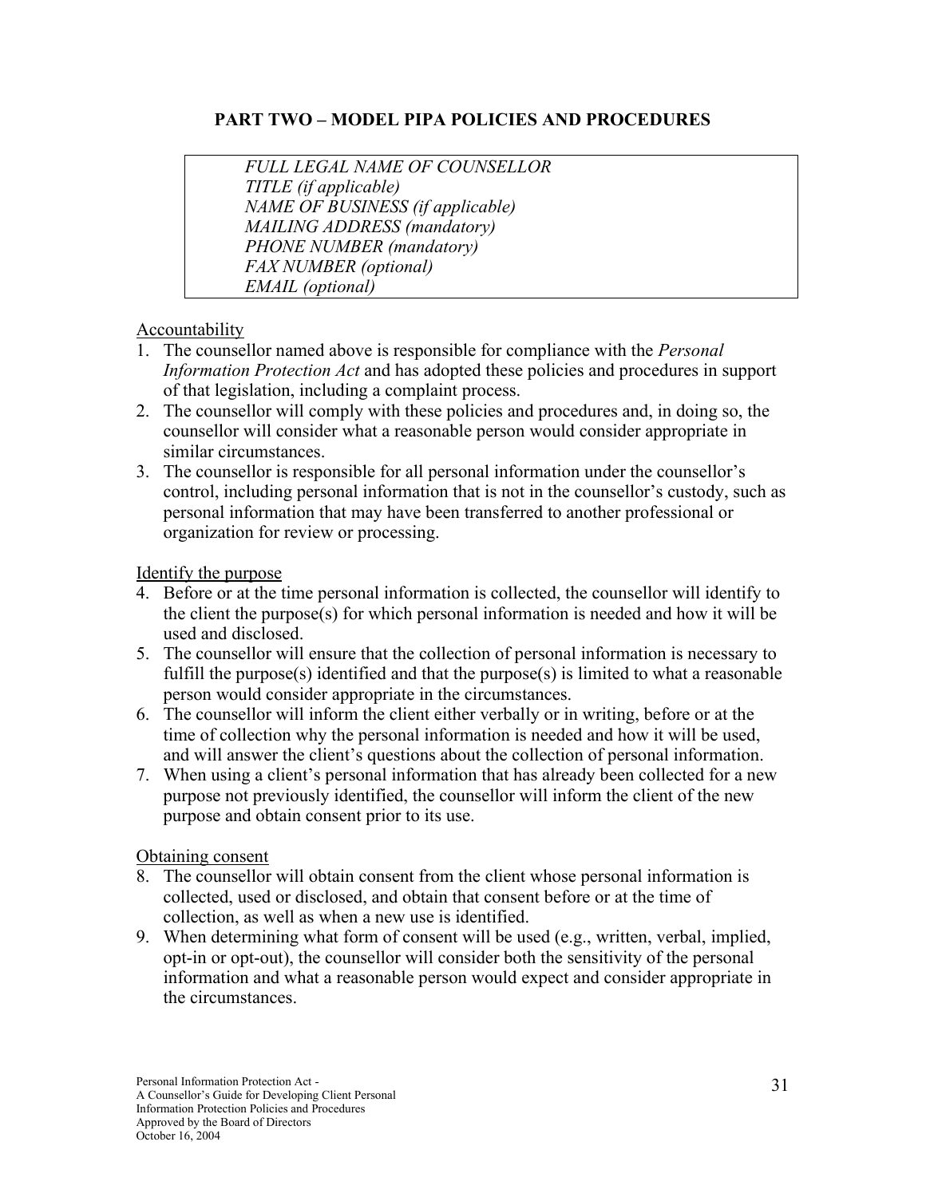## PART TWO – MODEL PIPA POLICIES AND PROCEDURES

> *FULL LEGAL NAME OF COUNSELLOR*
> *TITLE (if applicable)*
> *NAME OF BUSINESS (if applicable)*
> *MAILING ADDRESS (mandatory)*
> *PHONE NUMBER (mandatory)*
> *FAX NUMBER (optional)*
> *EMAIL (optional)*

Accountability

1. The counsellor named above is responsible for compliance with the *Personal Information Protection Act* and has adopted these policies and procedures in support of that legislation, including a complaint process.
2. The counsellor will comply with these policies and procedures and, in doing so, the counsellor will consider what a reasonable person would consider appropriate in similar circumstances.
3. The counsellor is responsible for all personal information under the counsellor's control, including personal information that is not in the counsellor's custody, such as personal information that may have been transferred to another professional or organization for review or processing.

Identify the purpose

4. Before or at the time personal information is collected, the counsellor will identify to the client the purpose(s) for which personal information is needed and how it will be used and disclosed.
5. The counsellor will ensure that the collection of personal information is necessary to fulfill the purpose(s) identified and that the purpose(s) is limited to what a reasonable person would consider appropriate in the circumstances.
6. The counsellor will inform the client either verbally or in writing, before or at the time of collection why the personal information is needed and how it will be used, and will answer the client's questions about the collection of personal information.
7. When using a client's personal information that has already been collected for a new purpose not previously identified, the counsellor will inform the client of the new purpose and obtain consent prior to its use.

Obtaining consent

8. The counsellor will obtain consent from the client whose personal information is collected, used or disclosed, and obtain that consent before or at the time of collection, as well as when a new use is identified.
9. When determining what form of consent will be used (e.g., written, verbal, implied, opt-in or opt-out), the counsellor will consider both the sensitivity of the personal information and what a reasonable person would expect and consider appropriate in the circumstances.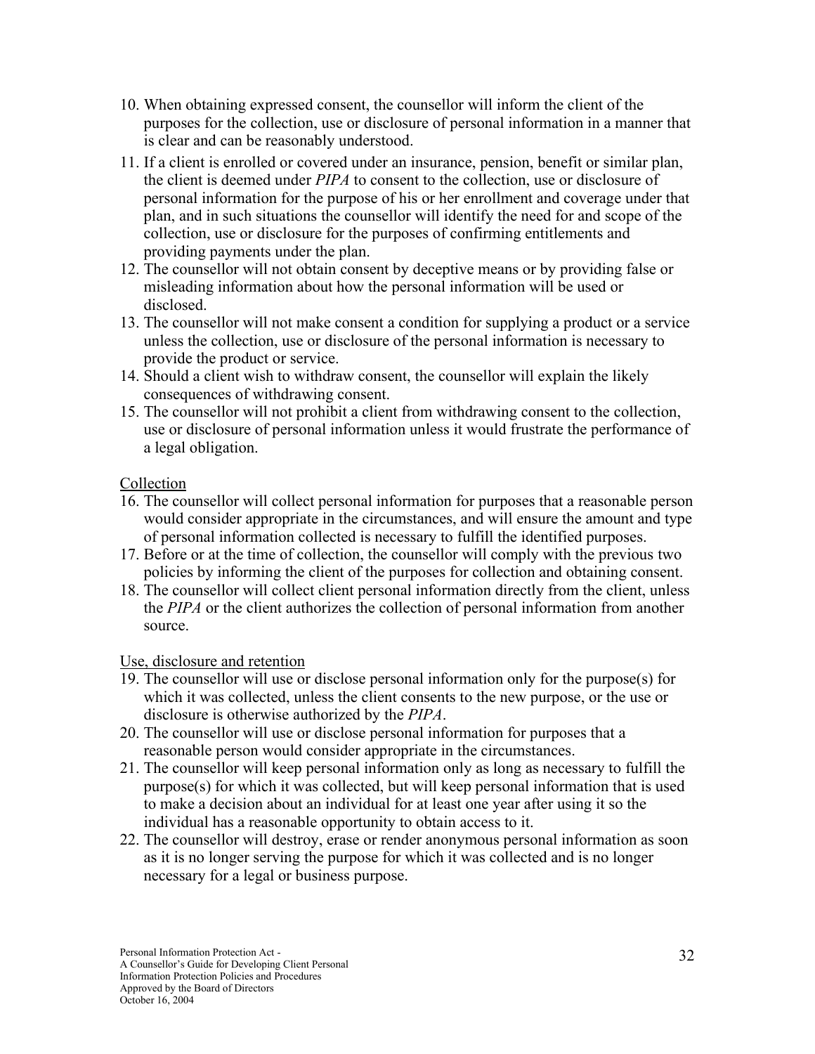10. When obtaining expressed consent, the counsellor will inform the client of the purposes for the collection, use or disclosure of personal information in a manner that is clear and can be reasonably understood.
11. If a client is enrolled or covered under an insurance, pension, benefit or similar plan, the client is deemed under *PIPA* to consent to the collection, use or disclosure of personal information for the purpose of his or her enrollment and coverage under that plan, and in such situations the counsellor will identify the need for and scope of the collection, use or disclosure for the purposes of confirming entitlements and providing payments under the plan.
12. The counsellor will not obtain consent by deceptive means or by providing false or misleading information about how the personal information will be used or disclosed.
13. The counsellor will not make consent a condition for supplying a product or a service unless the collection, use or disclosure of the personal information is necessary to provide the product or service.
14. Should a client wish to withdraw consent, the counsellor will explain the likely consequences of withdrawing consent.
15. The counsellor will not prohibit a client from withdrawing consent to the collection, use or disclosure of personal information unless it would frustrate the performance of a legal obligation.

<u>Collection</u>

16. The counsellor will collect personal information for purposes that a reasonable person would consider appropriate in the circumstances, and will ensure the amount and type of personal information collected is necessary to fulfill the identified purposes.
17. Before or at the time of collection, the counsellor will comply with the previous two policies by informing the client of the purposes for collection and obtaining consent.
18. The counsellor will collect client personal information directly from the client, unless the *PIPA* or the client authorizes the collection of personal information from another source.

<u>Use, disclosure and retention</u>

19. The counsellor will use or disclose personal information only for the purpose(s) for which it was collected, unless the client consents to the new purpose, or the use or disclosure is otherwise authorized by the *PIPA*.
20. The counsellor will use or disclose personal information for purposes that a reasonable person would consider appropriate in the circumstances.
21. The counsellor will keep personal information only as long as necessary to fulfill the purpose(s) for which it was collected, but will keep personal information that is used to make a decision about an individual for at least one year after using it so the individual has a reasonable opportunity to obtain access to it.
22. The counsellor will destroy, erase or render anonymous personal information as soon as it is no longer serving the purpose for which it was collected and is no longer necessary for a legal or business purpose.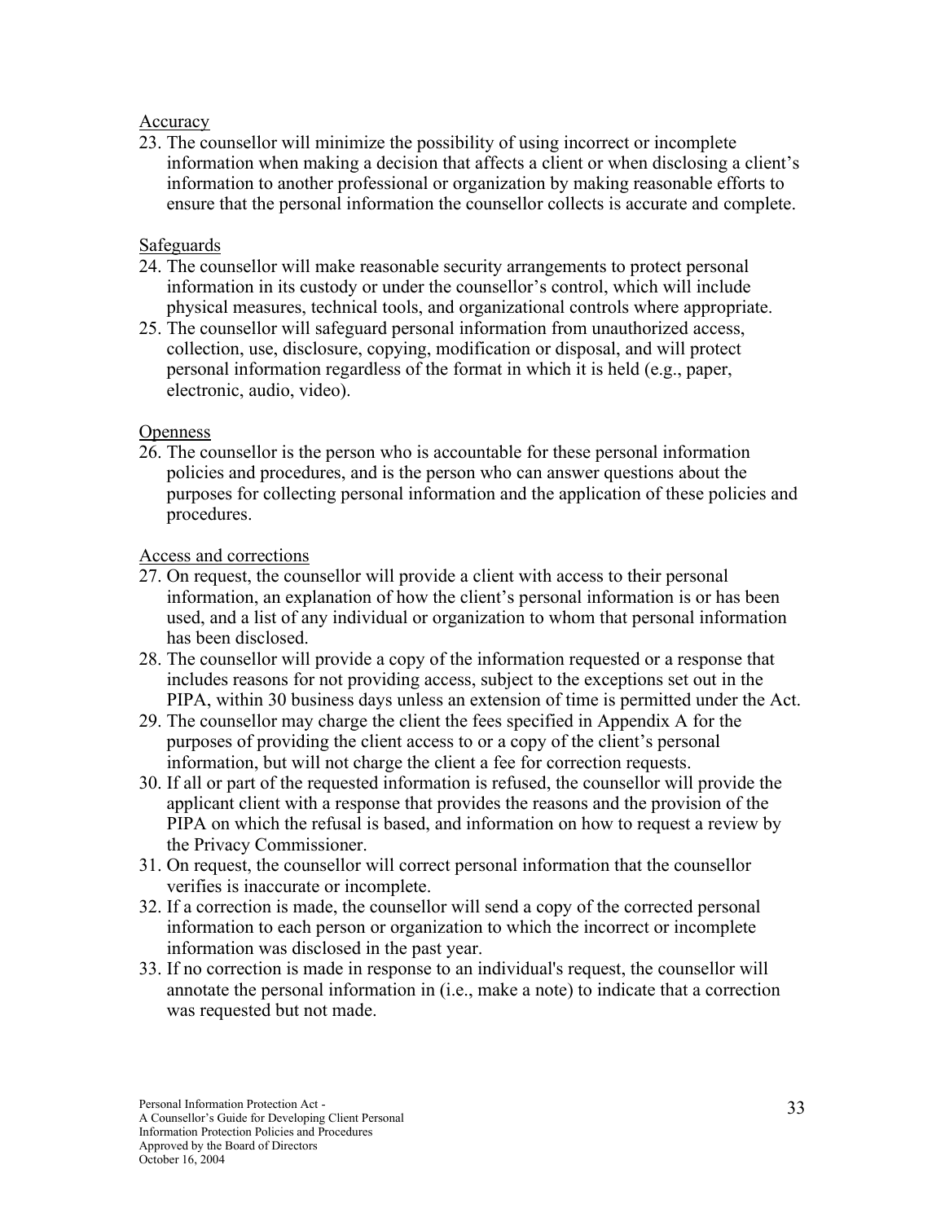Accuracy

23. The counsellor will minimize the possibility of using incorrect or incomplete information when making a decision that affects a client or when disclosing a client's information to another professional or organization by making reasonable efforts to ensure that the personal information the counsellor collects is accurate and complete.

Safeguards

24. The counsellor will make reasonable security arrangements to protect personal information in its custody or under the counsellor's control, which will include physical measures, technical tools, and organizational controls where appropriate.
25. The counsellor will safeguard personal information from unauthorized access, collection, use, disclosure, copying, modification or disposal, and will protect personal information regardless of the format in which it is held (e.g., paper, electronic, audio, video).

Openness

26. The counsellor is the person who is accountable for these personal information policies and procedures, and is the person who can answer questions about the purposes for collecting personal information and the application of these policies and procedures.

Access and corrections

27. On request, the counsellor will provide a client with access to their personal information, an explanation of how the client's personal information is or has been used, and a list of any individual or organization to whom that personal information has been disclosed.
28. The counsellor will provide a copy of the information requested or a response that includes reasons for not providing access, subject to the exceptions set out in the PIPA, within 30 business days unless an extension of time is permitted under the Act.
29. The counsellor may charge the client the fees specified in Appendix A for the purposes of providing the client access to or a copy of the client's personal information, but will not charge the client a fee for correction requests.
30. If all or part of the requested information is refused, the counsellor will provide the applicant client with a response that provides the reasons and the provision of the PIPA on which the refusal is based, and information on how to request a review by the Privacy Commissioner.
31. On request, the counsellor will correct personal information that the counsellor verifies is inaccurate or incomplete.
32. If a correction is made, the counsellor will send a copy of the corrected personal information to each person or organization to which the incorrect or incomplete information was disclosed in the past year.
33. If no correction is made in response to an individual's request, the counsellor will annotate the personal information in (i.e., make a note) to indicate that a correction was requested but not made.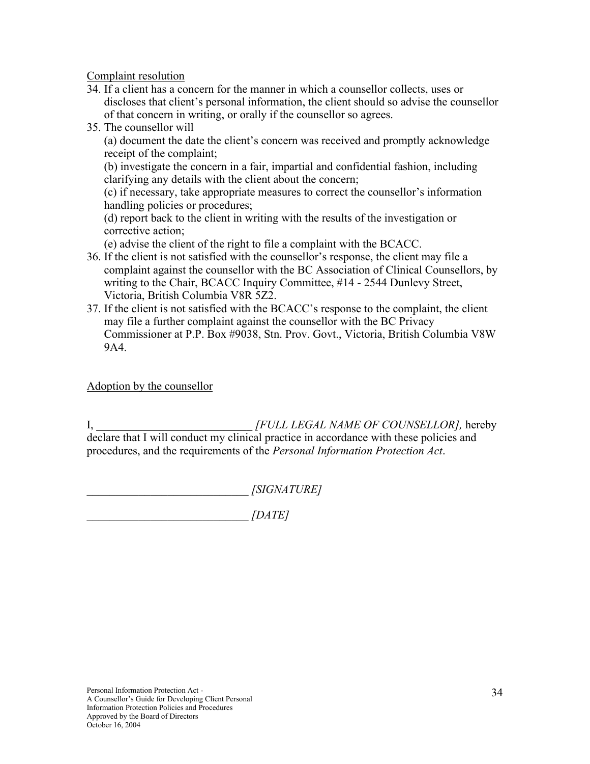Complaint resolution

34. If a client has a concern for the manner in which a counsellor collects, uses or discloses that client's personal information, the client should so advise the counsellor of that concern in writing, or orally if the counsellor so agrees.
35. The counsellor will

    (a) document the date the client's concern was received and promptly acknowledge receipt of the complaint;

    (b) investigate the concern in a fair, impartial and confidential fashion, including clarifying any details with the client about the concern;

    (c) if necessary, take appropriate measures to correct the counsellor's information handling policies or procedures;

    (d) report back to the client in writing with the results of the investigation or corrective action;

    (e) advise the client of the right to file a complaint with the BCACC.
36. If the client is not satisfied with the counsellor's response, the client may file a complaint against the counsellor with the BC Association of Clinical Counsellors, by writing to the Chair, BCACC Inquiry Committee, #14 - 2544 Dunlevy Street, Victoria, British Columbia V8R 5Z2.
37. If the client is not satisfied with the BCACC's response to the complaint, the client may file a further complaint against the counsellor with the BC Privacy Commissioner at P.P. Box #9038, Stn. Prov. Govt., Victoria, British Columbia V8W 9A4.

Adoption by the counsellor

I, ___________________________ *[FULL LEGAL NAME OF COUNSELLOR],* hereby declare that I will conduct my clinical practice in accordance with these policies and procedures, and the requirements of the *Personal Information Protection Act*.

____________________________ *[SIGNATURE]*

____________________________ *[DATE]*

Personal Information Protection Act -
A Counsellor's Guide for Developing Client Personal Information Protection Policies and Procedures
Approved by the Board of Directors
October 16, 2004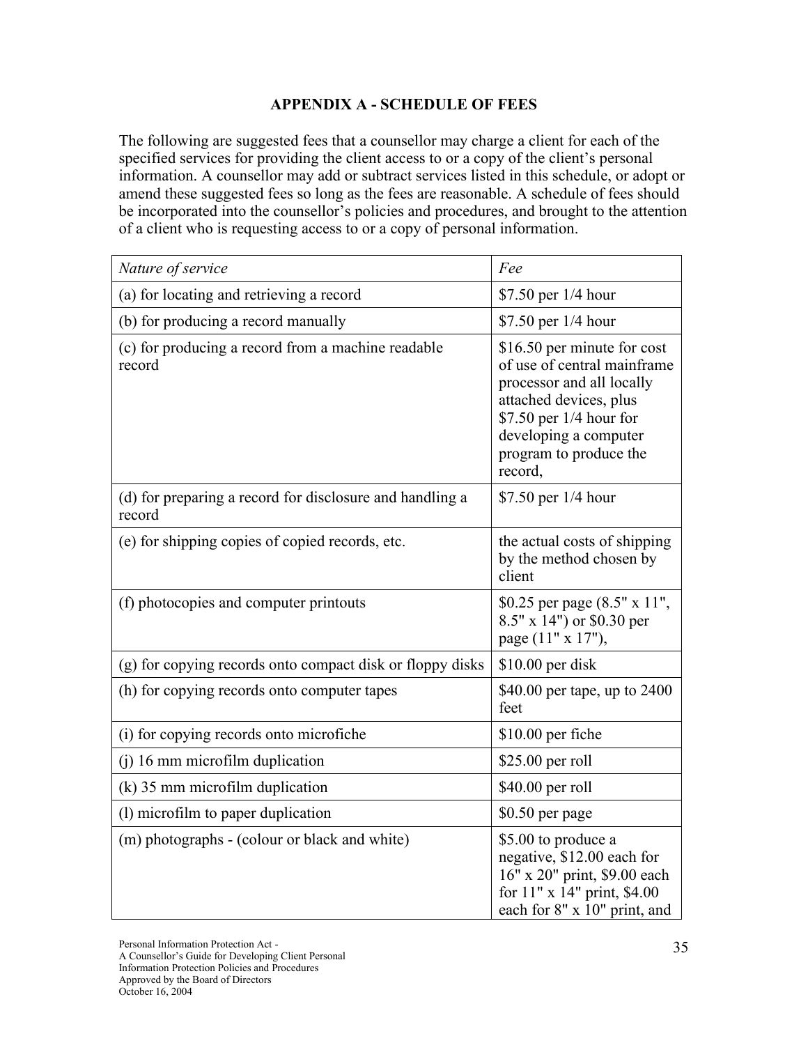## APPENDIX A - SCHEDULE OF FEES

The following are suggested fees that a counsellor may charge a client for each of the specified services for providing the client access to or a copy of the client's personal information. A counsellor may add or subtract services listed in this schedule, or adopt or amend these suggested fees so long as the fees are reasonable. A schedule of fees should be incorporated into the counsellor's policies and procedures, and brought to the attention of a client who is requesting access to or a copy of personal information.

| *Nature of service* | *Fee* |
|---|---|
| (a) for locating and retrieving a record | $7.50 per 1/4 hour |
| (b) for producing a record manually | $7.50 per 1/4 hour |
| (c) for producing a record from a machine readable record | $16.50 per minute for cost of use of central mainframe processor and all locally attached devices, plus $7.50 per 1/4 hour for developing a computer program to produce the record, |
| (d) for preparing a record for disclosure and handling a record | $7.50 per 1/4 hour |
| (e) for shipping copies of copied records, etc. | the actual costs of shipping by the method chosen by client |
| (f) photocopies and computer printouts | $0.25 per page (8.5" x 11", 8.5" x 14") or $0.30 per page (11" x 17"), |
| (g) for copying records onto compact disk or floppy disks | $10.00 per disk |
| (h) for copying records onto computer tapes | $40.00 per tape, up to 2400 feet |
| (i) for copying records onto microfiche | $10.00 per fiche |
| (j) 16 mm microfilm duplication | $25.00 per roll |
| (k) 35 mm microfilm duplication | $40.00 per roll |
| (l) microfilm to paper duplication | $0.50 per page |
| (m) photographs - (colour or black and white) | $5.00 to produce a negative, $12.00 each for 16" x 20" print, $9.00 each for 11" x 14" print, $4.00 each for 8" x 10" print, and |

Personal Information Protection Act -
A Counsellor's Guide for Developing Client Personal Information Protection Policies and Procedures
Approved by the Board of Directors
October 16, 2004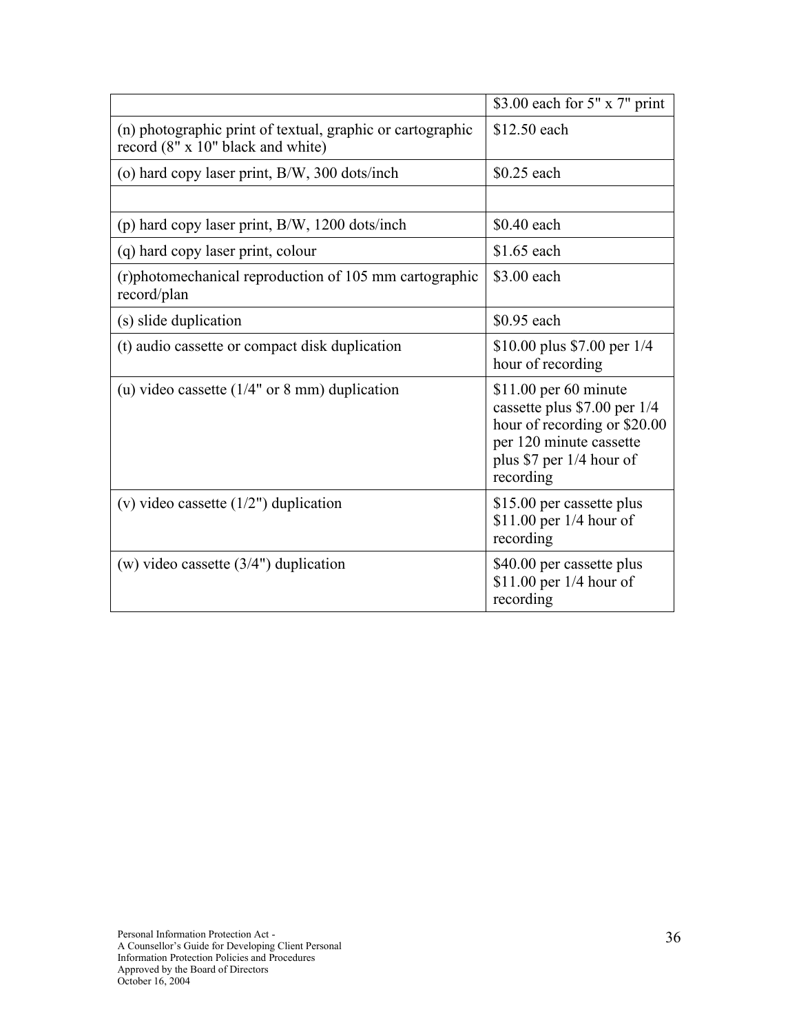| | |
|---|---|
| | \$3.00 each for 5" x 7" print |
| (n) photographic print of textual, graphic or cartographic record (8" x 10" black and white) | \$12.50 each |
| (o) hard copy laser print, B/W, 300 dots/inch | \$0.25 each |
| | |
| (p) hard copy laser print, B/W, 1200 dots/inch | \$0.40 each |
| (q) hard copy laser print, colour | \$1.65 each |
| (r)photomechanical reproduction of 105 mm cartographic record/plan | \$3.00 each |
| (s) slide duplication | \$0.95 each |
| (t) audio cassette or compact disk duplication | \$10.00 plus \$7.00 per 1/4 hour of recording |
| (u) video cassette (1/4" or 8 mm) duplication | \$11.00 per 60 minute cassette plus \$7.00 per 1/4 hour of recording or \$20.00 per 120 minute cassette plus \$7 per 1/4 hour of recording |
| (v) video cassette (1/2") duplication | \$15.00 per cassette plus \$11.00 per 1/4 hour of recording |
| (w) video cassette (3/4") duplication | \$40.00 per cassette plus \$11.00 per 1/4 hour of recording |